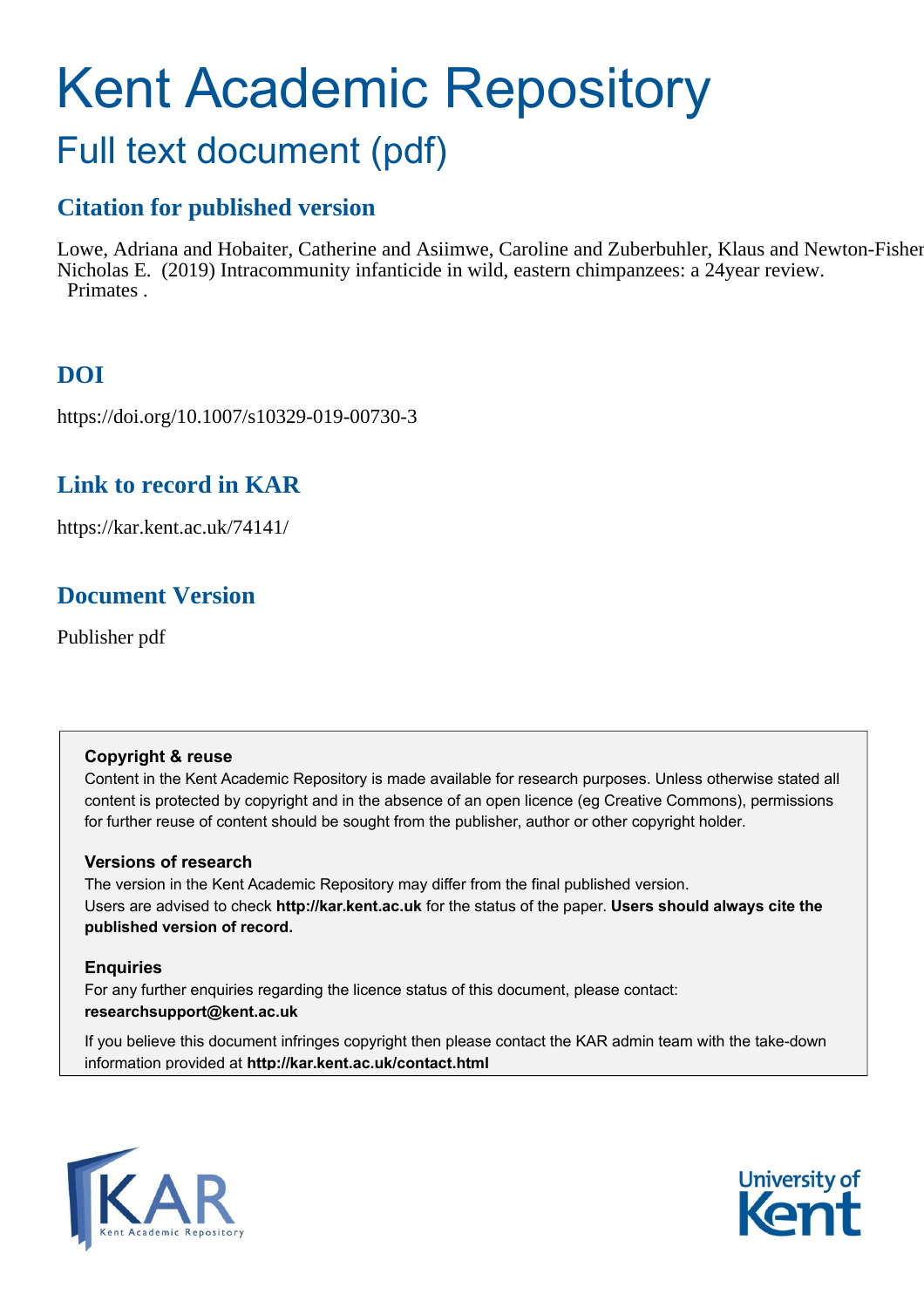# Kent Academic Repository

## Full text document (pdf)

### Citation for published version

Lowe, Adriana and Hobaiter, Catherine and Asiimwe, Caroline and Zuberbuhler, Klaus and Newton-Fisher, Nicholas E. (2019) Intracommunity infanticide in wild, eastern chimpanzees: a 24year review. Primates .

### DOI

https://doi.org/10.1007/s10329-019-00730-3

### Link to record in KAR

https://kar.kent.ac.uk/74141/

### Document Version

Publisher pdf

**Copyright & reuse**

Content in the Kent Academic Repository is made available for research purposes. Unless otherwise stated all content is protected by copyright and in the absence of an open licence (eg Creative Commons), permissions for further reuse of content should be sought from the publisher, author or other copyright holder.

**Versions of research**

The version in the Kent Academic Repository may differ from the final published version. Users are advised to check **http://kar.kent.ac.uk** for the status of the paper. **Users should always cite the published version of record.**

**Enquiries**

For any further enquiries regarding the licence status of this document, please contact: **researchsupport@kent.ac.uk**

If you believe this document infringes copyright then please contact the KAR admin team with the take-down information provided at **http://kar.kent.ac.uk/contact.html**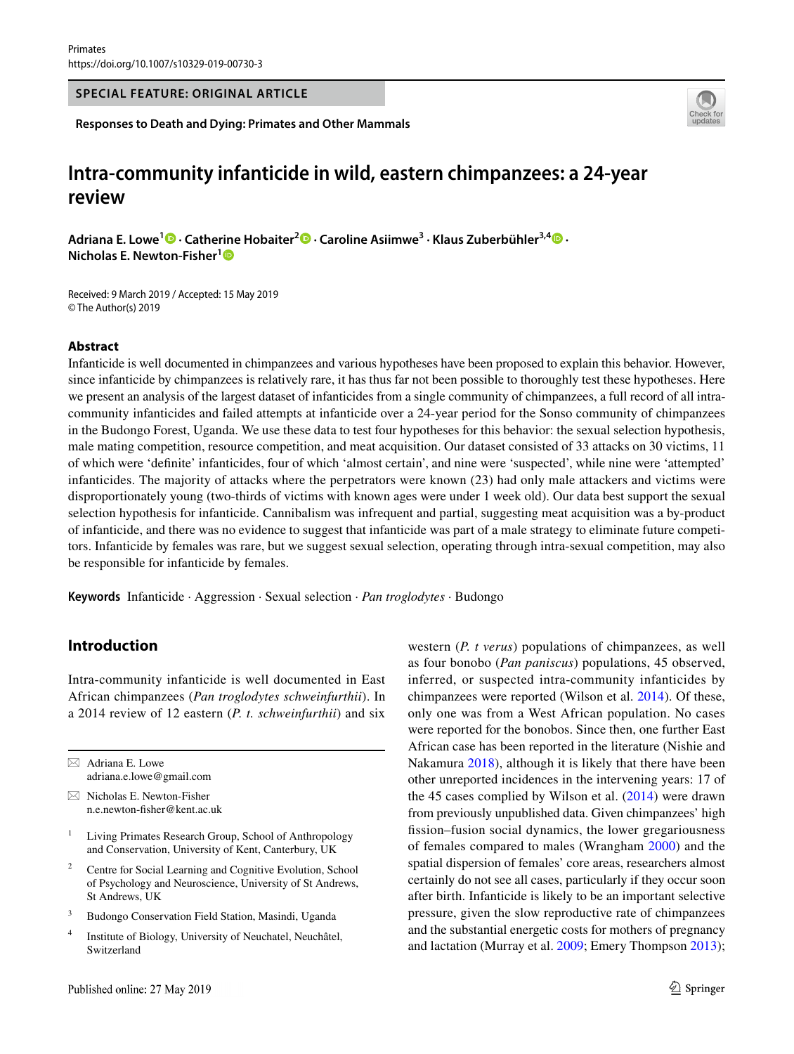Primates
https://doi.org/10.1007/s10329-019-00730-3

**SPECIAL FEATURE: ORIGINAL ARTICLE**

**Responses to Death and Dying: Primates and Other Mammals**

# Intra-community infanticide in wild, eastern chimpanzees: a 24-year review

**Adriana E. Lowe[1] · Catherine Hobaiter[2] · Caroline Asiimwe[3] · Klaus Zuberbühler[3,4] · Nicholas E. Newton-Fisher[1]**

Received: 9 March 2019 / Accepted: 15 May 2019
© The Author(s) 2019

## Abstract

Infanticide is well documented in chimpanzees and various hypotheses have been proposed to explain this behavior. However, since infanticide by chimpanzees is relatively rare, it has thus far not been possible to thoroughly test these hypotheses. Here we present an analysis of the largest dataset of infanticides from a single community of chimpanzees, a full record of all intra-community infanticides and failed attempts at infanticide over a 24-year period for the Sonso community of chimpanzees in the Budongo Forest, Uganda. We use these data to test four hypotheses for this behavior: the sexual selection hypothesis, male mating competition, resource competition, and meat acquisition. Our dataset consisted of 33 attacks on 30 victims, 11 of which were 'definite' infanticides, four of which 'almost certain', and nine were 'suspected', while nine were 'attempted' infanticides. The majority of attacks where the perpetrators were known (23) had only male attackers and victims were disproportionately young (two-thirds of victims with known ages were under 1 week old). Our data best support the sexual selection hypothesis for infanticide. Cannibalism was infrequent and partial, suggesting meat acquisition was a by-product of infanticide, and there was no evidence to suggest that infanticide was part of a male strategy to eliminate future competitors. Infanticide by females was rare, but we suggest sexual selection, operating through intra-sexual competition, may also be responsible for infanticide by females.

**Keywords** Infanticide · Aggression · Sexual selection · *Pan troglodytes* · Budongo

## Introduction

Intra-community infanticide is well documented in East African chimpanzees (*Pan troglodytes schweinfurthii*). In a 2014 review of 12 eastern (*P. t. schweinfurthii*) and six western (*P. t verus*) populations of chimpanzees, as well as four bonobo (*Pan paniscus*) populations, 45 observed, inferred, or suspected intra-community infanticides by chimpanzees were reported (Wilson et al. 2014). Of these, only one was from a West African population. No cases were reported for the bonobos. Since then, one further East African case has been reported in the literature (Nishie and Nakamura 2018), although it is likely that there have been other unreported incidences in the intervening years: 17 of the 45 cases complied by Wilson et al. (2014) were drawn from previously unpublished data. Given chimpanzees' high fission–fusion social dynamics, the lower gregariousness of females compared to males (Wrangham 2000) and the spatial dispersion of females' core areas, researchers almost certainly do not see all cases, particularly if they occur soon after birth. Infanticide is likely to be an important selective pressure, given the slow reproductive rate of chimpanzees and the substantial energetic costs for mothers of pregnancy and lactation (Murray et al. 2009; Emery Thompson 2013);

---

✉ Adriana E. Lowe
adriana.e.lowe@gmail.com

✉ Nicholas E. Newton-Fisher
n.e.newton-fisher@kent.ac.uk

1 Living Primates Research Group, School of Anthropology and Conservation, University of Kent, Canterbury, UK

2 Centre for Social Learning and Cognitive Evolution, School of Psychology and Neuroscience, University of St Andrews, St Andrews, UK

3 Budongo Conservation Field Station, Masindi, Uganda

4 Institute of Biology, University of Neuchatel, Neuchâtel, Switzerland

Published online: 27 May 2019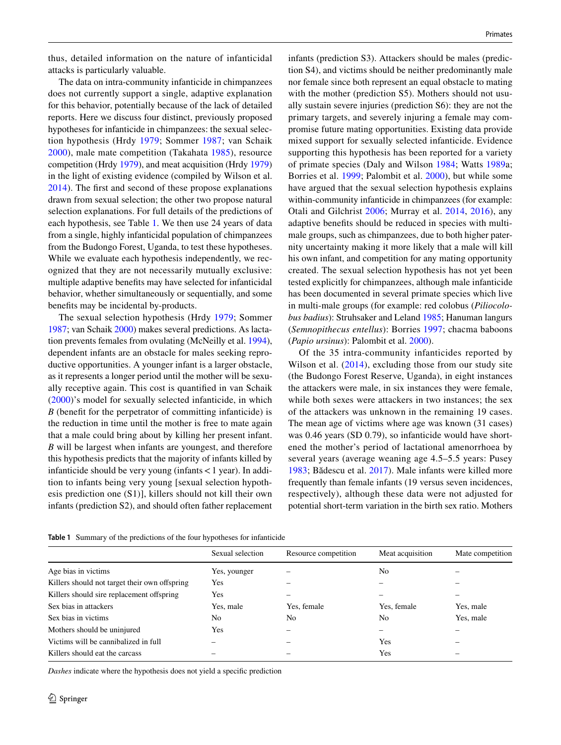thus, detailed information on the nature of infanticidal attacks is particularly valuable.

The data on intra-community infanticide in chimpanzees does not currently support a single, adaptive explanation for this behavior, potentially because of the lack of detailed reports. Here we discuss four distinct, previously proposed hypotheses for infanticide in chimpanzees: the sexual selection hypothesis (Hrdy 1979; Sommer 1987; van Schaik 2000), male mate competition (Takahata 1985), resource competition (Hrdy 1979), and meat acquisition (Hrdy 1979) in the light of existing evidence (compiled by Wilson et al. 2014). The first and second of these propose explanations drawn from sexual selection; the other two propose natural selection explanations. For full details of the predictions of each hypothesis, see Table 1. We then use 24 years of data from a single, highly infanticidal population of chimpanzees from the Budongo Forest, Uganda, to test these hypotheses. While we evaluate each hypothesis independently, we recognized that they are not necessarily mutually exclusive: multiple adaptive benefits may have selected for infanticidal behavior, whether simultaneously or sequentially, and some benefits may be incidental by-products.

The sexual selection hypothesis (Hrdy 1979; Sommer 1987; van Schaik 2000) makes several predictions. As lactation prevents females from ovulating (McNeilly et al. 1994), dependent infants are an obstacle for males seeking reproductive opportunities. A younger infant is a larger obstacle, as it represents a longer period until the mother will be sexually receptive again. This cost is quantified in van Schaik (2000)'s model for sexually selected infanticide, in which *B* (benefit for the perpetrator of committing infanticide) is the reduction in time until the mother is free to mate again that a male could bring about by killing her present infant. *B* will be largest when infants are youngest, and therefore this hypothesis predicts that the majority of infants killed by infanticide should be very young (infants < 1 year). In addition to infants being very young [sexual selection hypothesis prediction one (S1)], killers should not kill their own infants (prediction S2), and should often father replacement infants (prediction S3). Attackers should be males (prediction S4), and victims should be neither predominantly male nor female since both represent an equal obstacle to mating with the mother (prediction S5). Mothers should not usually sustain severe injuries (prediction S6): they are not the primary targets, and severely injuring a female may compromise future mating opportunities. Existing data provide mixed support for sexually selected infanticide. Evidence supporting this hypothesis has been reported for a variety of primate species (Daly and Wilson 1984; Watts 1989a; Borries et al. 1999; Palombit et al. 2000), but while some have argued that the sexual selection hypothesis explains within-community infanticide in chimpanzees (for example: Otali and Gilchrist 2006; Murray et al. 2014, 2016), any adaptive benefits should be reduced in species with multi-male groups, such as chimpanzees, due to both higher paternity uncertainty making it more likely that a male will kill his own infant, and competition for any mating opportunity created. The sexual selection hypothesis has not yet been tested explicitly for chimpanzees, although male infanticide has been documented in several primate species which live in multi-male groups (for example: red colobus (*Piliocolobus badius*): Struhsaker and Leland 1985; Hanuman langurs (*Semnopithecus entellus*): Borries 1997; chacma baboons (*Papio ursinus*): Palombit et al. 2000).

Of the 35 intra-community infanticides reported by Wilson et al. (2014), excluding those from our study site (the Budongo Forest Reserve, Uganda), in eight instances the attackers were male, in six instances they were female, while both sexes were attackers in two instances; the sex of the attackers was unknown in the remaining 19 cases. The mean age of victims where age was known (31 cases) was 0.46 years (SD 0.79), so infanticide would have shortened the mother's period of lactational amenorrhoea by several years (average weaning age 4.5–5.5 years: Pusey 1983; Bădescu et al. 2017). Male infants were killed more frequently than female infants (19 versus seven incidences, respectively), although these data were not adjusted for potential short-term variation in the birth sex ratio. Mothers

**Table 1** Summary of the predictions of the four hypotheses for infanticide

| | Sexual selection | Resource competition | Meat acquisition | Mate competition |
|---|---|---|---|---|
| Age bias in victims | Yes, younger | – | No | – |
| Killers should not target their own offspring | Yes | – | – | – |
| Killers should sire replacement offspring | Yes | – | – | – |
| Sex bias in attackers | Yes, male | Yes, female | Yes, female | Yes, male |
| Sex bias in victims | No | No | No | Yes, male |
| Mothers should be uninjured | Yes | – | – | – |
| Victims will be cannibalized in full | – | – | Yes | – |
| Killers should eat the carcass | – | – | Yes | – |

*Dashes* indicate where the hypothesis does not yield a specific prediction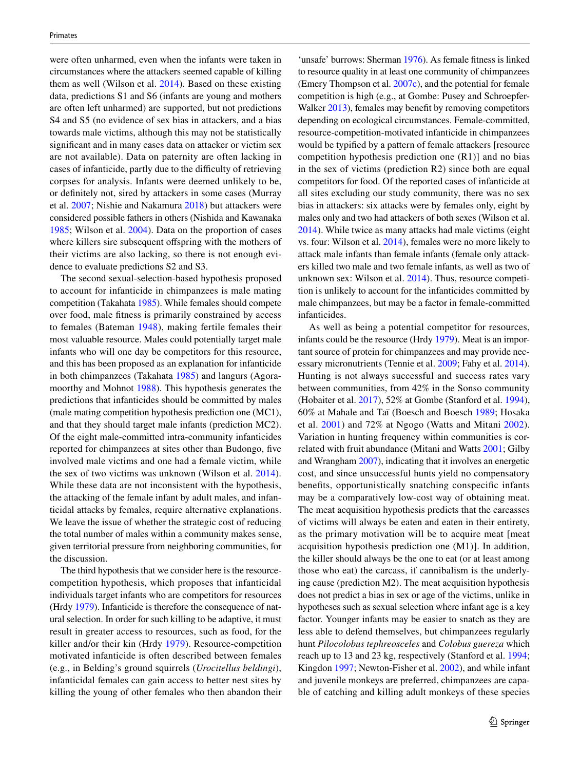were often unharmed, even when the infants were taken in circumstances where the attackers seemed capable of killing them as well (Wilson et al. 2014). Based on these existing data, predictions S1 and S6 (infants are young and mothers are often left unharmed) are supported, but not predictions S4 and S5 (no evidence of sex bias in attackers, and a bias towards male victims, although this may not be statistically significant and in many cases data on attacker or victim sex are not available). Data on paternity are often lacking in cases of infanticide, partly due to the difficulty of retrieving corpses for analysis. Infants were deemed unlikely to be, or definitely not, sired by attackers in some cases (Murray et al. 2007; Nishie and Nakamura 2018) but attackers were considered possible fathers in others (Nishida and Kawanaka 1985; Wilson et al. 2004). Data on the proportion of cases where killers sire subsequent offspring with the mothers of their victims are also lacking, so there is not enough evidence to evaluate predictions S2 and S3.

The second sexual-selection-based hypothesis proposed to account for infanticide in chimpanzees is male mating competition (Takahata 1985). While females should compete over food, male fitness is primarily constrained by access to females (Bateman 1948), making fertile females their most valuable resource. Males could potentially target male infants who will one day be competitors for this resource, and this has been proposed as an explanation for infanticide in both chimpanzees (Takahata 1985) and langurs (Agoramoorthy and Mohnot 1988). This hypothesis generates the predictions that infanticides should be committed by males (male mating competition hypothesis prediction one (MC1), and that they should target male infants (prediction MC2). Of the eight male-committed intra-community infanticides reported for chimpanzees at sites other than Budongo, five involved male victims and one had a female victim, while the sex of two victims was unknown (Wilson et al. 2014). While these data are not inconsistent with the hypothesis, the attacking of the female infant by adult males, and infanticidal attacks by females, require alternative explanations. We leave the issue of whether the strategic cost of reducing the total number of males within a community makes sense, given territorial pressure from neighboring communities, for the discussion.

The third hypothesis that we consider here is the resource-competition hypothesis, which proposes that infanticidal individuals target infants who are competitors for resources (Hrdy 1979). Infanticide is therefore the consequence of natural selection. In order for such killing to be adaptive, it must result in greater access to resources, such as food, for the killer and/or their kin (Hrdy 1979). Resource-competition motivated infanticide is often described between females (e.g., in Belding's ground squirrels (*Urocitellus beldingi*), infanticidal females can gain access to better nest sites by killing the young of other females who then abandon their 'unsafe' burrows: Sherman 1976). As female fitness is linked to resource quality in at least one community of chimpanzees (Emery Thompson et al. 2007c), and the potential for female competition is high (e.g., at Gombe: Pusey and Schroepfer-Walker 2013), females may benefit by removing competitors depending on ecological circumstances. Female-committed, resource-competition-motivated infanticide in chimpanzees would be typified by a pattern of female attackers [resource competition hypothesis prediction one (R1)] and no bias in the sex of victims (prediction R2) since both are equal competitors for food. Of the reported cases of infanticide at all sites excluding our study community, there was no sex bias in attackers: six attacks were by females only, eight by males only and two had attackers of both sexes (Wilson et al. 2014). While twice as many attacks had male victims (eight vs. four: Wilson et al. 2014), females were no more likely to attack male infants than female infants (female only attackers killed two male and two female infants, as well as two of unknown sex: Wilson et al. 2014). Thus, resource competition is unlikely to account for the infanticides committed by male chimpanzees, but may be a factor in female-committed infanticides.

As well as being a potential competitor for resources, infants could be the resource (Hrdy 1979). Meat is an important source of protein for chimpanzees and may provide necessary micronutrients (Tennie et al. 2009; Fahy et al. 2014). Hunting is not always successful and success rates vary between communities, from 42% in the Sonso community (Hobaiter et al. 2017), 52% at Gombe (Stanford et al. 1994), 60% at Mahale and Taï (Boesch and Boesch 1989; Hosaka et al. 2001) and 72% at Ngogo (Watts and Mitani 2002). Variation in hunting frequency within communities is correlated with fruit abundance (Mitani and Watts 2001; Gilby and Wrangham 2007), indicating that it involves an energetic cost, and since unsuccessful hunts yield no compensatory benefits, opportunistically snatching conspecific infants may be a comparatively low-cost way of obtaining meat. The meat acquisition hypothesis predicts that the carcasses of victims will always be eaten and eaten in their entirety, as the primary motivation will be to acquire meat [meat acquisition hypothesis prediction one (M1)]. In addition, the killer should always be the one to eat (or at least among those who eat) the carcass, if cannibalism is the underlying cause (prediction M2). The meat acquisition hypothesis does not predict a bias in sex or age of the victims, unlike in hypotheses such as sexual selection where infant age is a key factor. Younger infants may be easier to snatch as they are less able to defend themselves, but chimpanzees regularly hunt *Pilocolobus tephreosceles* and *Colobus guereza* which reach up to 13 and 23 kg, respectively (Stanford et al. 1994; Kingdon 1997; Newton-Fisher et al. 2002), and while infant and juvenile monkeys are preferred, chimpanzees are capable of catching and killing adult monkeys of these species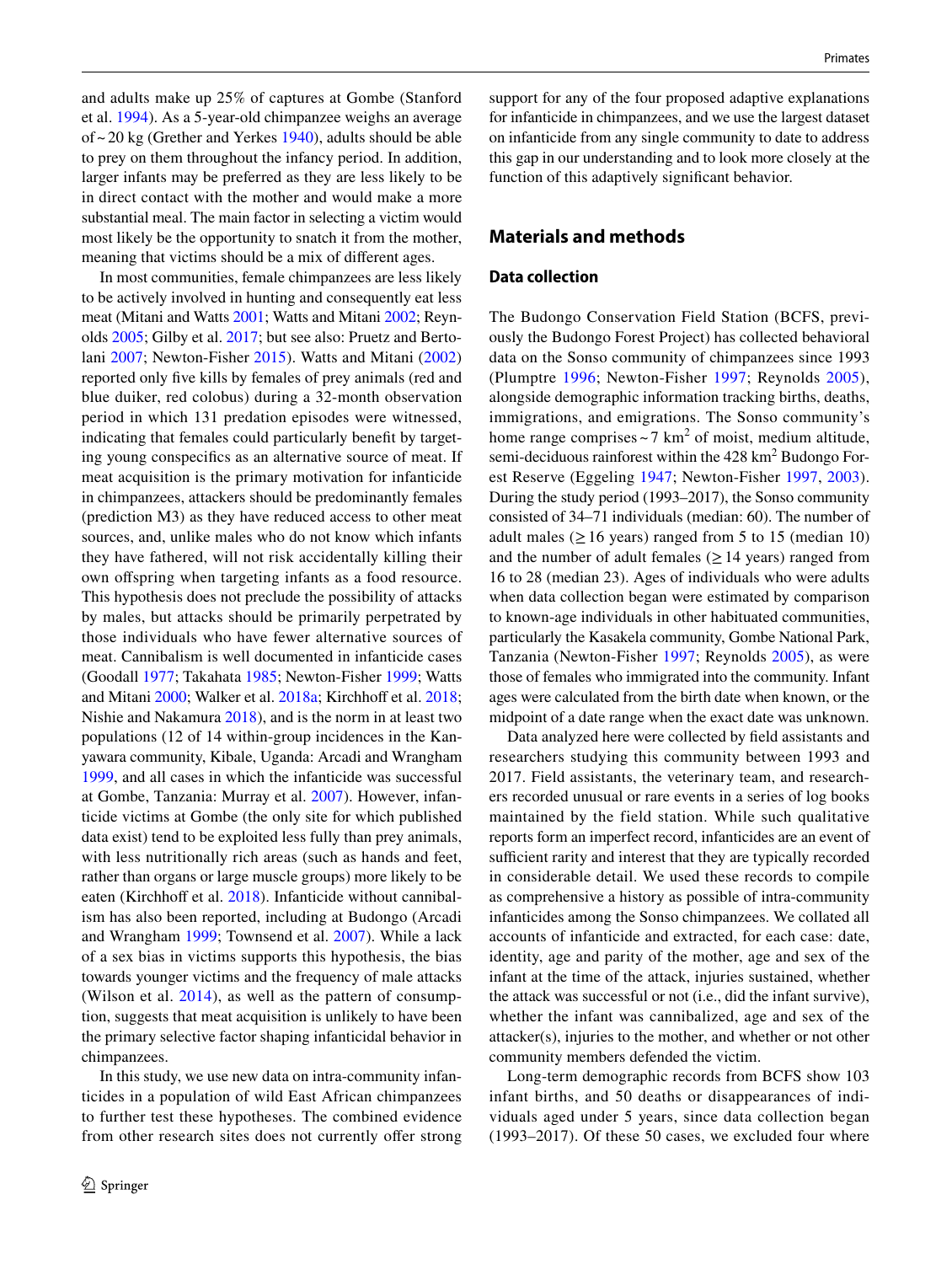and adults make up 25% of captures at Gombe (Stanford et al. 1994). As a 5-year-old chimpanzee weighs an average of ~ 20 kg (Grether and Yerkes 1940), adults should be able to prey on them throughout the infancy period. In addition, larger infants may be preferred as they are less likely to be in direct contact with the mother and would make a more substantial meal. The main factor in selecting a victim would most likely be the opportunity to snatch it from the mother, meaning that victims should be a mix of different ages.

In most communities, female chimpanzees are less likely to be actively involved in hunting and consequently eat less meat (Mitani and Watts 2001; Watts and Mitani 2002; Reynolds 2005; Gilby et al. 2017; but see also: Pruetz and Bertolani 2007; Newton-Fisher 2015). Watts and Mitani (2002) reported only five kills by females of prey animals (red and blue duiker, red colobus) during a 32-month observation period in which 131 predation episodes were witnessed, indicating that females could particularly benefit by targeting young conspecifics as an alternative source of meat. If meat acquisition is the primary motivation for infanticide in chimpanzees, attackers should be predominantly females (prediction M3) as they have reduced access to other meat sources, and, unlike males who do not know which infants they have fathered, will not risk accidentally killing their own offspring when targeting infants as a food resource. This hypothesis does not preclude the possibility of attacks by males, but attacks should be primarily perpetrated by those individuals who have fewer alternative sources of meat. Cannibalism is well documented in infanticide cases (Goodall 1977; Takahata 1985; Newton-Fisher 1999; Watts and Mitani 2000; Walker et al. 2018a; Kirchhoff et al. 2018; Nishie and Nakamura 2018), and is the norm in at least two populations (12 of 14 within-group incidences in the Kanyawara community, Kibale, Uganda: Arcadi and Wrangham 1999, and all cases in which the infanticide was successful at Gombe, Tanzania: Murray et al. 2007). However, infanticide victims at Gombe (the only site for which published data exist) tend to be exploited less fully than prey animals, with less nutritionally rich areas (such as hands and feet, rather than organs or large muscle groups) more likely to be eaten (Kirchhoff et al. 2018). Infanticide without cannibalism has also been reported, including at Budongo (Arcadi and Wrangham 1999; Townsend et al. 2007). While a lack of a sex bias in victims supports this hypothesis, the bias towards younger victims and the frequency of male attacks (Wilson et al. 2014), as well as the pattern of consumption, suggests that meat acquisition is unlikely to have been the primary selective factor shaping infanticidal behavior in chimpanzees.

In this study, we use new data on intra-community infanticides in a population of wild East African chimpanzees to further test these hypotheses. The combined evidence from other research sites does not currently offer strong support for any of the four proposed adaptive explanations for infanticide in chimpanzees, and we use the largest dataset on infanticide from any single community to date to address this gap in our understanding and to look more closely at the function of this adaptively significant behavior.

## Materials and methods

### Data collection

The Budongo Conservation Field Station (BCFS, previously the Budongo Forest Project) has collected behavioral data on the Sonso community of chimpanzees since 1993 (Plumptre 1996; Newton-Fisher 1997; Reynolds 2005), alongside demographic information tracking births, deaths, immigrations, and emigrations. The Sonso community's home range comprises ~ 7 km$^2$ of moist, medium altitude, semi-deciduous rainforest within the 428 km$^2$ Budongo Forest Reserve (Eggeling 1947; Newton-Fisher 1997, 2003). During the study period (1993–2017), the Sonso community consisted of 34–71 individuals (median: 60). The number of adult males (≥ 16 years) ranged from 5 to 15 (median 10) and the number of adult females (≥ 14 years) ranged from 16 to 28 (median 23). Ages of individuals who were adults when data collection began were estimated by comparison to known-age individuals in other habituated communities, particularly the Kasakela community, Gombe National Park, Tanzania (Newton-Fisher 1997; Reynolds 2005), as were those of females who immigrated into the community. Infant ages were calculated from the birth date when known, or the midpoint of a date range when the exact date was unknown.

Data analyzed here were collected by field assistants and researchers studying this community between 1993 and 2017. Field assistants, the veterinary team, and researchers recorded unusual or rare events in a series of log books maintained by the field station. While such qualitative reports form an imperfect record, infanticides are an event of sufficient rarity and interest that they are typically recorded in considerable detail. We used these records to compile as comprehensive a history as possible of intra-community infanticides among the Sonso chimpanzees. We collated all accounts of infanticide and extracted, for each case: date, identity, age and parity of the mother, age and sex of the infant at the time of the attack, injuries sustained, whether the attack was successful or not (i.e., did the infant survive), whether the infant was cannibalized, age and sex of the attacker(s), injuries to the mother, and whether or not other community members defended the victim.

Long-term demographic records from BCFS show 103 infant births, and 50 deaths or disappearances of individuals aged under 5 years, since data collection began (1993–2017). Of these 50 cases, we excluded four where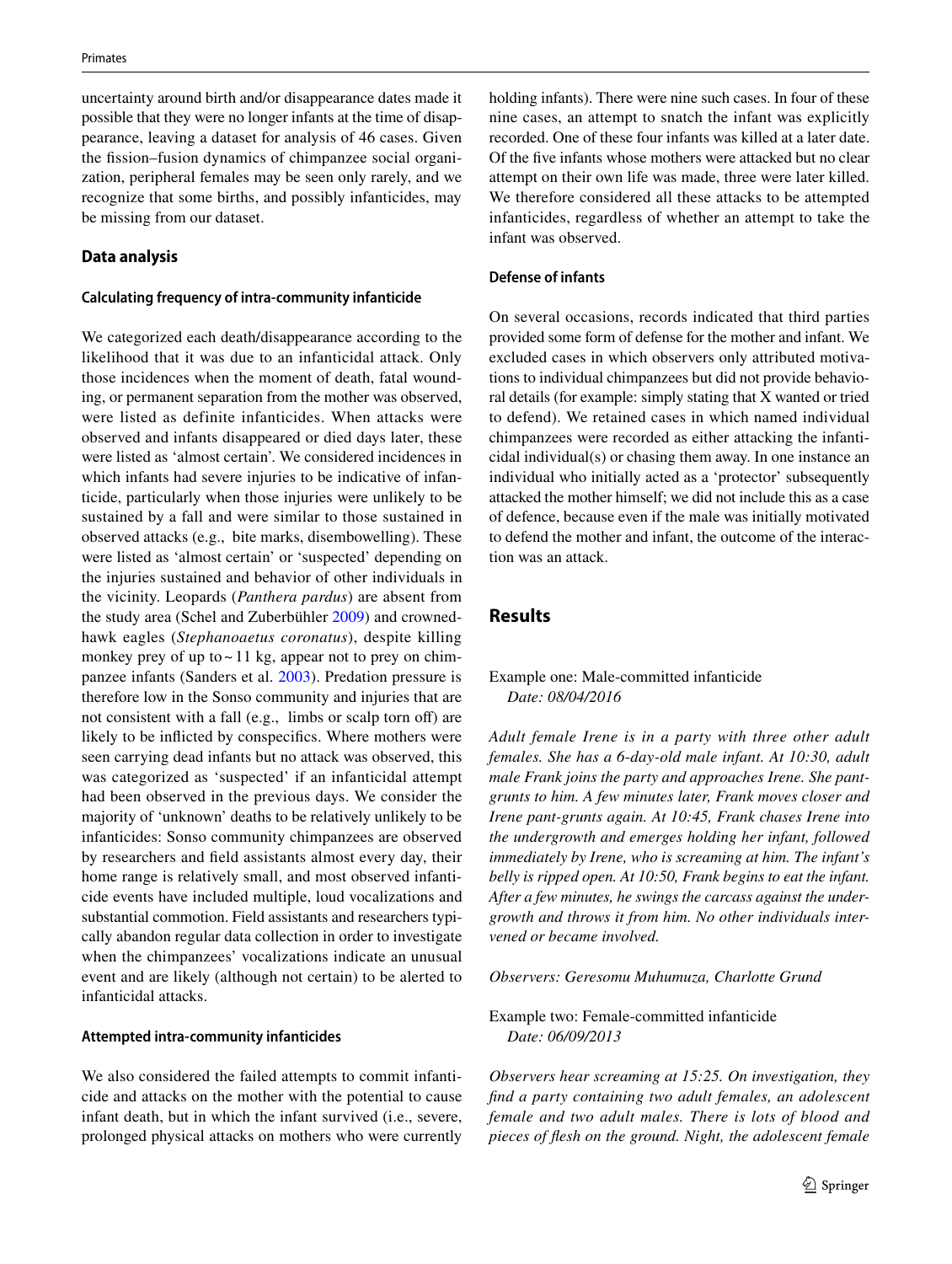uncertainty around birth and/or disappearance dates made it possible that they were no longer infants at the time of disappearance, leaving a dataset for analysis of 46 cases. Given the fission–fusion dynamics of chimpanzee social organization, peripheral females may be seen only rarely, and we recognize that some births, and possibly infanticides, may be missing from our dataset.

### Data analysis

#### Calculating frequency of intra-community infanticide

We categorized each death/disappearance according to the likelihood that it was due to an infanticidal attack. Only those incidences when the moment of death, fatal wounding, or permanent separation from the mother was observed, were listed as definite infanticides. When attacks were observed and infants disappeared or died days later, these were listed as 'almost certain'. We considered incidences in which infants had severe injuries to be indicative of infanticide, particularly when those injuries were unlikely to be sustained by a fall and were similar to those sustained in observed attacks (e.g., bite marks, disembowelling). These were listed as 'almost certain' or 'suspected' depending on the injuries sustained and behavior of other individuals in the vicinity. Leopards (*Panthera pardus*) are absent from the study area (Schel and Zuberbühler 2009) and crowned-hawk eagles (*Stephanoaetus coronatus*), despite killing monkey prey of up to ~ 11 kg, appear not to prey on chimpanzee infants (Sanders et al. 2003). Predation pressure is therefore low in the Sonso community and injuries that are not consistent with a fall (e.g., limbs or scalp torn off) are likely to be inflicted by conspecifics. Where mothers were seen carrying dead infants but no attack was observed, this was categorized as 'suspected' if an infanticidal attempt had been observed in the previous days. We consider the majority of 'unknown' deaths to be relatively unlikely to be infanticides: Sonso community chimpanzees are observed by researchers and field assistants almost every day, their home range is relatively small, and most observed infanticide events have included multiple, loud vocalizations and substantial commotion. Field assistants and researchers typically abandon regular data collection in order to investigate when the chimpanzees' vocalizations indicate an unusual event and are likely (although not certain) to be alerted to infanticidal attacks.

#### Attempted intra-community infanticides

We also considered the failed attempts to commit infanticide and attacks on the mother with the potential to cause infant death, but in which the infant survived (i.e., severe, prolonged physical attacks on mothers who were currently holding infants). There were nine such cases. In four of these nine cases, an attempt to snatch the infant was explicitly recorded. One of these four infants was killed at a later date. Of the five infants whose mothers were attacked but no clear attempt on their own life was made, three were later killed. We therefore considered all these attacks to be attempted infanticides, regardless of whether an attempt to take the infant was observed.

#### Defense of infants

On several occasions, records indicated that third parties provided some form of defense for the mother and infant. We excluded cases in which observers only attributed motivations to individual chimpanzees but did not provide behavioral details (for example: simply stating that X wanted or tried to defend). We retained cases in which named individual chimpanzees were recorded as either attacking the infanticidal individual(s) or chasing them away. In one instance an individual who initially acted as a 'protector' subsequently attacked the mother himself; we did not include this as a case of defence, because even if the male was initially motivated to defend the mother and infant, the outcome of the interaction was an attack.

## Results

Example one: Male-committed infanticide
*Date: 08/04/2016*

*Adult female Irene is in a party with three other adult females. She has a 6-day-old male infant. At 10:30, adult male Frank joins the party and approaches Irene. She pant-grunts to him. A few minutes later, Frank moves closer and Irene pant-grunts again. At 10:45, Frank chases Irene into the undergrowth and emerges holding her infant, followed immediately by Irene, who is screaming at him. The infant's belly is ripped open. At 10:50, Frank begins to eat the infant. After a few minutes, he swings the carcass against the undergrowth and throws it from him. No other individuals intervened or became involved.*

*Observers: Geresomu Muhumuza, Charlotte Grund*

Example two: Female-committed infanticide
*Date: 06/09/2013*

*Observers hear screaming at 15:25. On investigation, they find a party containing two adult females, an adolescent female and two adult males. There is lots of blood and pieces of flesh on the ground. Night, the adolescent female*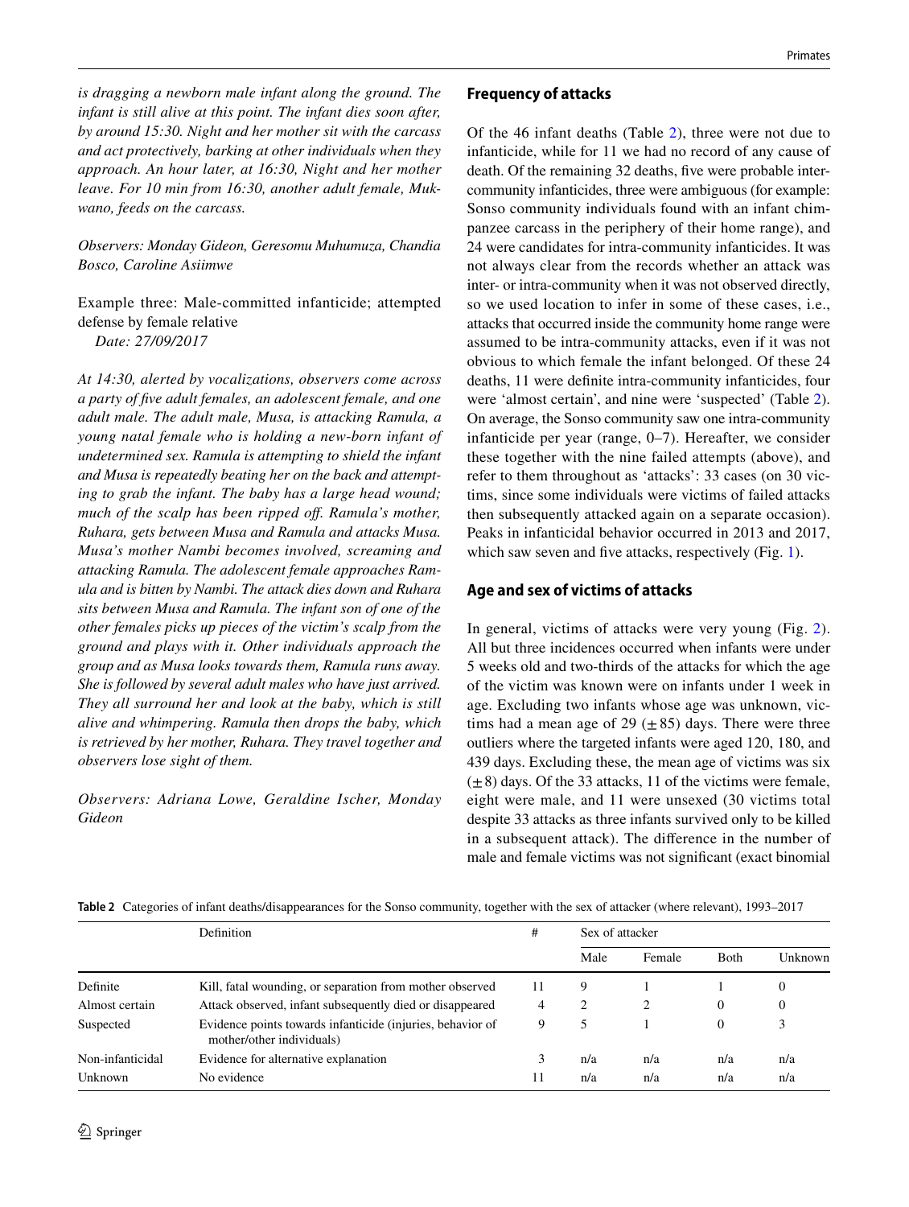*is dragging a newborn male infant along the ground. The infant is still alive at this point. The infant dies soon after, by around 15:30. Night and her mother sit with the carcass and act protectively, barking at other individuals when they approach. An hour later, at 16:30, Night and her mother leave. For 10 min from 16:30, another adult female, Mukwano, feeds on the carcass.*

*Observers: Monday Gideon, Geresomu Muhumuza, Chandia Bosco, Caroline Asiimwe*

Example three: Male-committed infanticide; attempted defense by female relative

*Date: 27/09/2017*

*At 14:30, alerted by vocalizations, observers come across a party of five adult females, an adolescent female, and one adult male. The adult male, Musa, is attacking Ramula, a young natal female who is holding a new-born infant of undetermined sex. Ramula is attempting to shield the infant and Musa is repeatedly beating her on the back and attempting to grab the infant. The baby has a large head wound; much of the scalp has been ripped off. Ramula's mother, Ruhara, gets between Musa and Ramula and attacks Musa. Musa's mother Nambi becomes involved, screaming and attacking Ramula. The adolescent female approaches Ramula and is bitten by Nambi. The attack dies down and Ruhara sits between Musa and Ramula. The infant son of one of the other females picks up pieces of the victim's scalp from the ground and plays with it. Other individuals approach the group and as Musa looks towards them, Ramula runs away. She is followed by several adult males who have just arrived. They all surround her and look at the baby, which is still alive and whimpering. Ramula then drops the baby, which is retrieved by her mother, Ruhara. They travel together and observers lose sight of them.*

*Observers: Adriana Lowe, Geraldine Ischer, Monday Gideon*

## Frequency of attacks

Of the 46 infant deaths (Table 2), three were not due to infanticide, while for 11 we had no record of any cause of death. Of the remaining 32 deaths, five were probable inter-community infanticides, three were ambiguous (for example: Sonso community individuals found with an infant chimpanzee carcass in the periphery of their home range), and 24 were candidates for intra-community infanticides. It was not always clear from the records whether an attack was inter- or intra-community when it was not observed directly, so we used location to infer in some of these cases, i.e., attacks that occurred inside the community home range were assumed to be intra-community attacks, even if it was not obvious to which female the infant belonged. Of these 24 deaths, 11 were definite intra-community infanticides, four were 'almost certain', and nine were 'suspected' (Table 2). On average, the Sonso community saw one intra-community infanticide per year (range, 0–7). Hereafter, we consider these together with the nine failed attempts (above), and refer to them throughout as 'attacks': 33 cases (on 30 victims, since some individuals were victims of failed attacks then subsequently attacked again on a separate occasion). Peaks in infanticidal behavior occurred in 2013 and 2017, which saw seven and five attacks, respectively (Fig. 1).

## Age and sex of victims of attacks

In general, victims of attacks were very young (Fig. 2). All but three incidences occurred when infants were under 5 weeks old and two-thirds of the attacks for which the age of the victim was known were on infants under 1 week in age. Excluding two infants whose age was unknown, victims had a mean age of 29 ($\pm$85) days. There were three outliers where the targeted infants were aged 120, 180, and 439 days. Excluding these, the mean age of victims was six ($\pm$8) days. Of the 33 attacks, 11 of the victims were female, eight were male, and 11 were unsexed (30 victims total despite 33 attacks as three infants survived only to be killed in a subsequent attack). The difference in the number of male and female victims was not significant (exact binomial

**Table 2** Categories of infant deaths/disappearances for the Sonso community, together with the sex of attacker (where relevant), 1993–2017

| | Definition | # | Sex of attacker | | | |
|---|---|---|---|---|---|---|
| | | | Male | Female | Both | Unknown |
| Definite | Kill, fatal wounding, or separation from mother observed | 11 | 9 | 1 | 1 | 0 |
| Almost certain | Attack observed, infant subsequently died or disappeared | 4 | 2 | 2 | 0 | 0 |
| Suspected | Evidence points towards infanticide (injuries, behavior of mother/other individuals) | 9 | 5 | 1 | 0 | 3 |
| Non-infanticidal | Evidence for alternative explanation | 3 | n/a | n/a | n/a | n/a |
| Unknown | No evidence | 11 | n/a | n/a | n/a | n/a |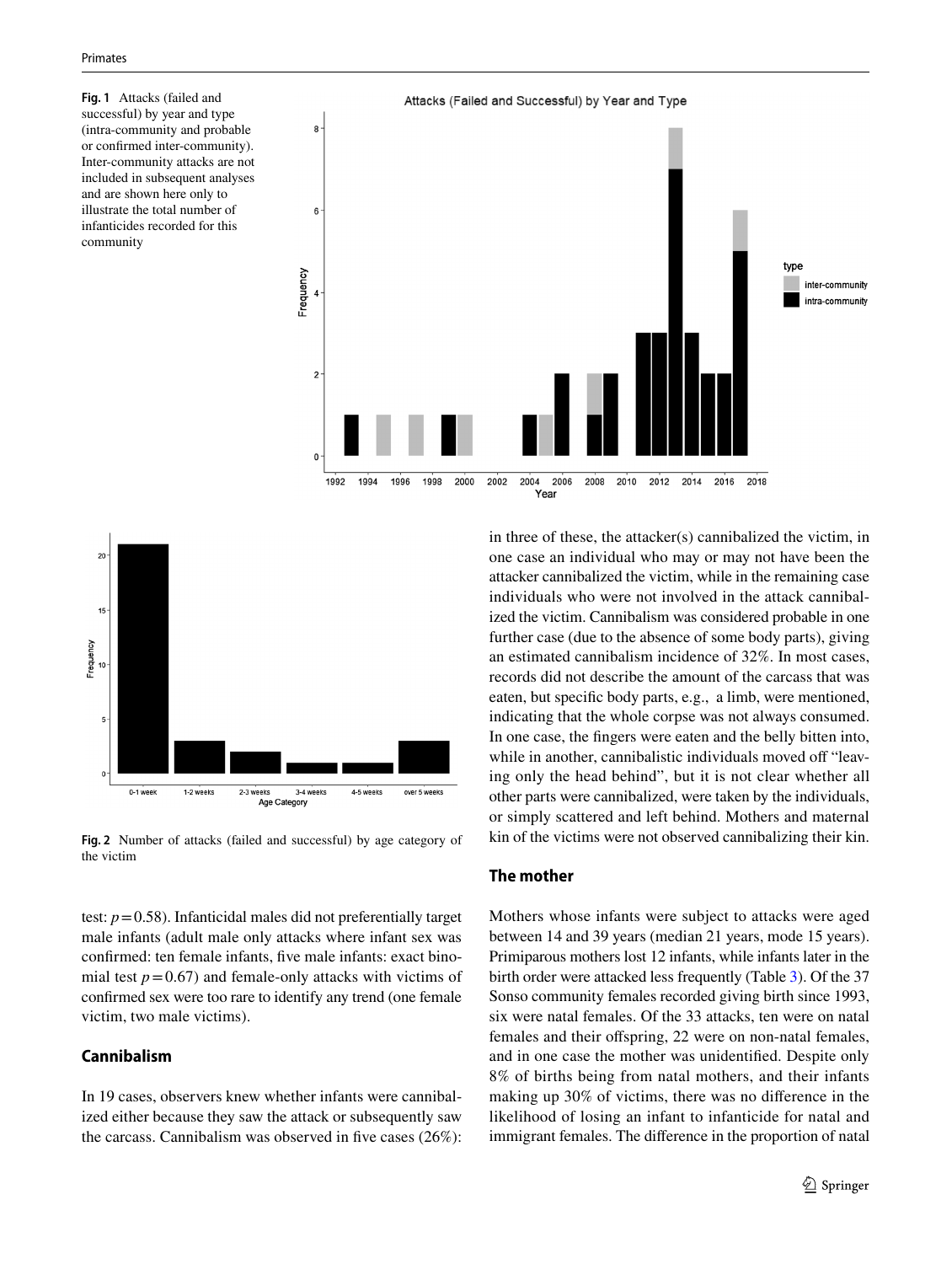**Fig. 1** Attacks (failed and successful) by year and type (intra-community and probable or confirmed inter-community). Inter-community attacks are not included in subsequent analyses and are shown here only to illustrate the total number of infanticides recorded for this community

**Fig. 2** Number of attacks (failed and successful) by age category of the victim

test: $p = 0.58$). Infanticidal males did not preferentially target male infants (adult male only attacks where infant sex was confirmed: ten female infants, five male infants: exact binomial test $p = 0.67$) and female-only attacks with victims of confirmed sex were too rare to identify any trend (one female victim, two male victims).

## Cannibalism

In 19 cases, observers knew whether infants were cannibalized either because they saw the attack or subsequently saw the carcass. Cannibalism was observed in five cases (26%): in three of these, the attacker(s) cannibalized the victim, in one case an individual who may or may not have been the attacker cannibalized the victim, while in the remaining case individuals who were not involved in the attack cannibalized the victim. Cannibalism was considered probable in one further case (due to the absence of some body parts), giving an estimated cannibalism incidence of 32%. In most cases, records did not describe the amount of the carcass that was eaten, but specific body parts, e.g., a limb, were mentioned, indicating that the whole corpse was not always consumed. In one case, the fingers were eaten and the belly bitten into, while in another, cannibalistic individuals moved off "leaving only the head behind", but it is not clear whether all other parts were cannibalized, were taken by the individuals, or simply scattered and left behind. Mothers and maternal kin of the victims were not observed cannibalizing their kin.

## The mother

Mothers whose infants were subject to attacks were aged between 14 and 39 years (median 21 years, mode 15 years). Primiparous mothers lost 12 infants, while infants later in the birth order were attacked less frequently (Table 3). Of the 37 Sonso community females recorded giving birth since 1993, six were natal females. Of the 33 attacks, ten were on natal females and their offspring, 22 were on non-natal females, and in one case the mother was unidentified. Despite only 8% of births being from natal mothers, and their infants making up 30% of victims, there was no difference in the likelihood of losing an infant to infanticide for natal and immigrant females. The difference in the proportion of natal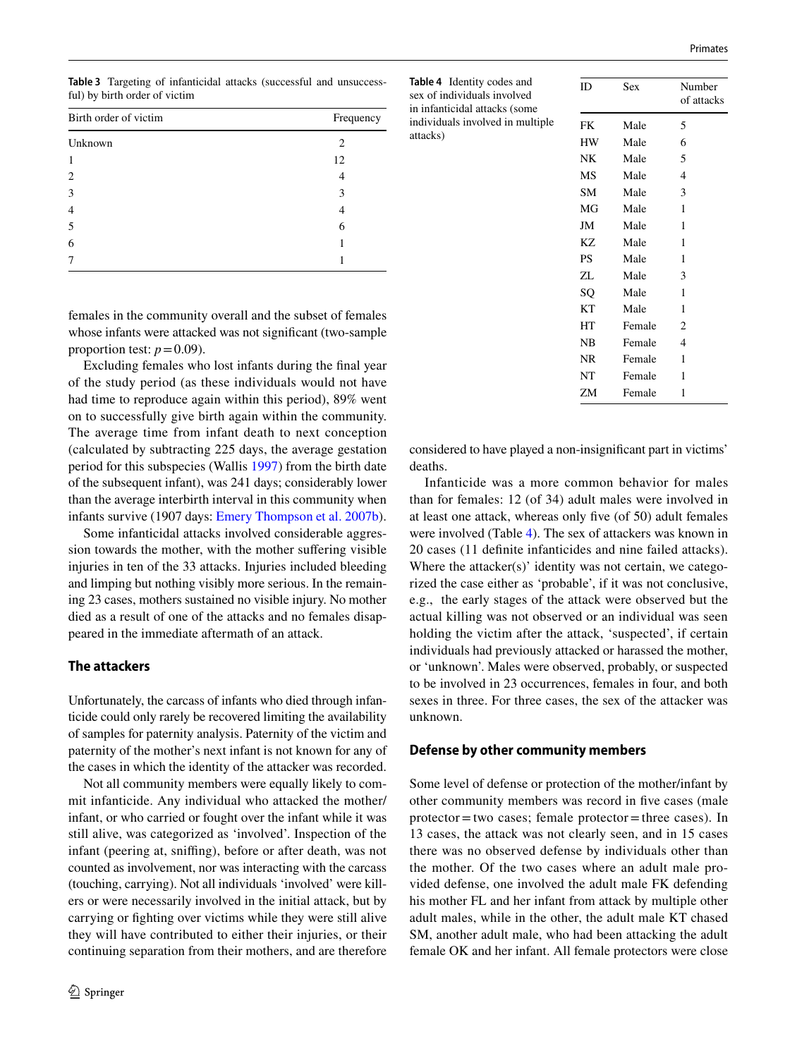Table 3 Targeting of infanticidal attacks (successful and unsuccessful) by birth order of victim

| Birth order of victim | Frequency |
|---|---|
| Unknown | 2 |
| 1 | 12 |
| 2 | 4 |
| 3 | 3 |
| 4 | 4 |
| 5 | 6 |
| 6 | 1 |
| 7 | 1 |

Table 4 Identity codes and sex of individuals involved in infanticidal attacks (some individuals involved in multiple attacks)

| ID | Sex | Number of attacks |
|---|---|---|
| FK | Male | 5 |
| HW | Male | 6 |
| NK | Male | 5 |
| MS | Male | 4 |
| SM | Male | 3 |
| MG | Male | 1 |
| JM | Male | 1 |
| KZ | Male | 1 |
| PS | Male | 1 |
| ZL | Male | 3 |
| SQ | Male | 1 |
| KT | Male | 1 |
| HT | Female | 2 |
| NB | Female | 4 |
| NR | Female | 1 |
| NT | Female | 1 |
| ZM | Female | 1 |

females in the community overall and the subset of females whose infants were attacked was not significant (two-sample proportion test: $p = 0.09$).

Excluding females who lost infants during the final year of the study period (as these individuals would not have had time to reproduce again within this period), 89% went on to successfully give birth again within the community. The average time from infant death to next conception (calculated by subtracting 225 days, the average gestation period for this subspecies (Wallis 1997) from the birth date of the subsequent infant), was 241 days; considerably lower than the average interbirth interval in this community when infants survive (1907 days: Emery Thompson et al. 2007b).

Some infanticidal attacks involved considerable aggression towards the mother, with the mother suffering visible injuries in ten of the 33 attacks. Injuries included bleeding and limping but nothing visibly more serious. In the remaining 23 cases, mothers sustained no visible injury. No mother died as a result of one of the attacks and no females disappeared in the immediate aftermath of an attack.

## The attackers

Unfortunately, the carcass of infants who died through infanticide could only rarely be recovered limiting the availability of samples for paternity analysis. Paternity of the victim and paternity of the mother's next infant is not known for any of the cases in which the identity of the attacker was recorded.

Not all community members were equally likely to commit infanticide. Any individual who attacked the mother/infant, or who carried or fought over the infant while it was still alive, was categorized as 'involved'. Inspection of the infant (peering at, sniffing), before or after death, was not counted as involvement, nor was interacting with the carcass (touching, carrying). Not all individuals 'involved' were killers or were necessarily involved in the initial attack, but by carrying or fighting over victims while they were still alive they will have contributed to either their injuries, or their continuing separation from their mothers, and are therefore considered to have played a non-insignificant part in victims' deaths.

Infanticide was a more common behavior for males than for females: 12 (of 34) adult males were involved in at least one attack, whereas only five (of 50) adult females were involved (Table 4). The sex of attackers was known in 20 cases (11 definite infanticides and nine failed attacks). Where the attacker(s)' identity was not certain, we categorized the case either as 'probable', if it was not conclusive, e.g., the early stages of the attack were observed but the actual killing was not observed or an individual was seen holding the victim after the attack, 'suspected', if certain individuals had previously attacked or harassed the mother, or 'unknown'. Males were observed, probably, or suspected to be involved in 23 occurrences, females in four, and both sexes in three. For three cases, the sex of the attacker was unknown.

## Defense by other community members

Some level of defense or protection of the mother/infant by other community members was record in five cases (male protector = two cases; female protector = three cases). In 13 cases, the attack was not clearly seen, and in 15 cases there was no observed defense by individuals other than the mother. Of the two cases where an adult male provided defense, one involved the adult male FK defending his mother FL and her infant from attack by multiple other adult males, while in the other, the adult male KT chased SM, another adult male, who had been attacking the adult female OK and her infant. All female protectors were close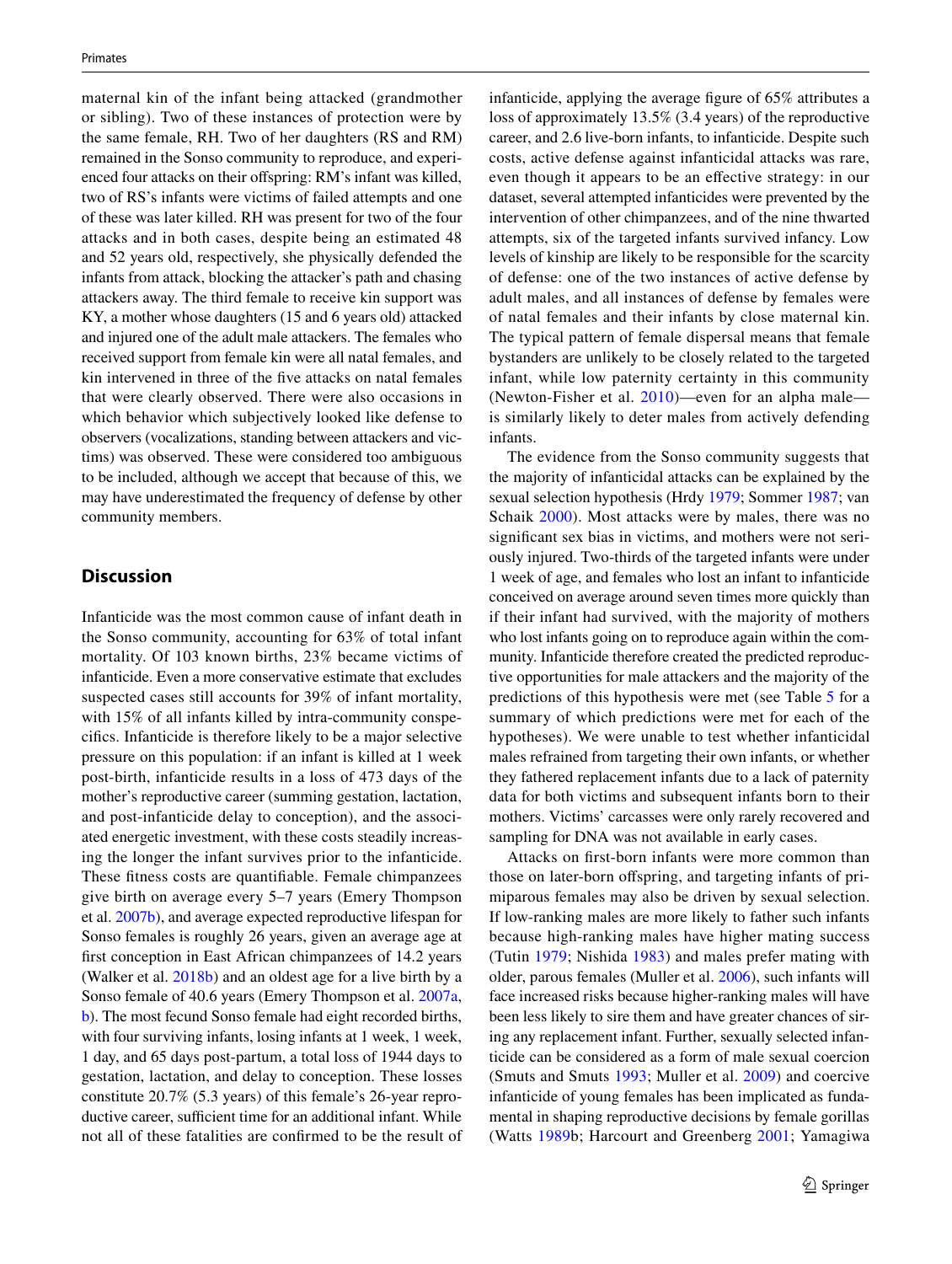maternal kin of the infant being attacked (grandmother or sibling). Two of these instances of protection were by the same female, RH. Two of her daughters (RS and RM) remained in the Sonso community to reproduce, and experienced four attacks on their offspring: RM's infant was killed, two of RS's infants were victims of failed attempts and one of these was later killed. RH was present for two of the four attacks and in both cases, despite being an estimated 48 and 52 years old, respectively, she physically defended the infants from attack, blocking the attacker's path and chasing attackers away. The third female to receive kin support was KY, a mother whose daughters (15 and 6 years old) attacked and injured one of the adult male attackers. The females who received support from female kin were all natal females, and kin intervened in three of the five attacks on natal females that were clearly observed. There were also occasions in which behavior which subjectively looked like defense to observers (vocalizations, standing between attackers and victims) was observed. These were considered too ambiguous to be included, although we accept that because of this, we may have underestimated the frequency of defense by other community members.

## Discussion

Infanticide was the most common cause of infant death in the Sonso community, accounting for 63% of total infant mortality. Of 103 known births, 23% became victims of infanticide. Even a more conservative estimate that excludes suspected cases still accounts for 39% of infant mortality, with 15% of all infants killed by intra-community conspecifics. Infanticide is therefore likely to be a major selective pressure on this population: if an infant is killed at 1 week post-birth, infanticide results in a loss of 473 days of the mother's reproductive career (summing gestation, lactation, and post-infanticide delay to conception), and the associated energetic investment, with these costs steadily increasing the longer the infant survives prior to the infanticide. These fitness costs are quantifiable. Female chimpanzees give birth on average every 5–7 years (Emery Thompson et al. 2007b), and average expected reproductive lifespan for Sonso females is roughly 26 years, given an average age at first conception in East African chimpanzees of 14.2 years (Walker et al. 2018b) and an oldest age for a live birth by a Sonso female of 40.6 years (Emery Thompson et al. 2007a, b). The most fecund Sonso female had eight recorded births, with four surviving infants, losing infants at 1 week, 1 week, 1 day, and 65 days post-partum, a total loss of 1944 days to gestation, lactation, and delay to conception. These losses constitute 20.7% (5.3 years) of this female's 26-year reproductive career, sufficient time for an additional infant. While not all of these fatalities are confirmed to be the result of infanticide, applying the average figure of 65% attributes a loss of approximately 13.5% (3.4 years) of the reproductive career, and 2.6 live-born infants, to infanticide. Despite such costs, active defense against infanticidal attacks was rare, even though it appears to be an effective strategy: in our dataset, several attempted infanticides were prevented by the intervention of other chimpanzees, and of the nine thwarted attempts, six of the targeted infants survived infancy. Low levels of kinship are likely to be responsible for the scarcity of defense: one of the two instances of active defense by adult males, and all instances of defense by females were of natal females and their infants by close maternal kin. The typical pattern of female dispersal means that female bystanders are unlikely to be closely related to the targeted infant, while low paternity certainty in this community (Newton-Fisher et al. 2010)—even for an alpha male—is similarly likely to deter males from actively defending infants.

The evidence from the Sonso community suggests that the majority of infanticidal attacks can be explained by the sexual selection hypothesis (Hrdy 1979; Sommer 1987; van Schaik 2000). Most attacks were by males, there was no significant sex bias in victims, and mothers were not seriously injured. Two-thirds of the targeted infants were under 1 week of age, and females who lost an infant to infanticide conceived on average around seven times more quickly than if their infant had survived, with the majority of mothers who lost infants going on to reproduce again within the community. Infanticide therefore created the predicted reproductive opportunities for male attackers and the majority of the predictions of this hypothesis were met (see Table 5 for a summary of which predictions were met for each of the hypotheses). We were unable to test whether infanticidal males refrained from targeting their own infants, or whether they fathered replacement infants due to a lack of paternity data for both victims and subsequent infants born to their mothers. Victims' carcasses were only rarely recovered and sampling for DNA was not available in early cases.

Attacks on first-born infants were more common than those on later-born offspring, and targeting infants of primiparous females may also be driven by sexual selection. If low-ranking males are more likely to father such infants because high-ranking males have higher mating success (Tutin 1979; Nishida 1983) and males prefer mating with older, parous females (Muller et al. 2006), such infants will face increased risks because higher-ranking males will have been less likely to sire them and have greater chances of siring any replacement infant. Further, sexually selected infanticide can be considered as a form of male sexual coercion (Smuts and Smuts 1993; Muller et al. 2009) and coercive infanticide of young females has been implicated as fundamental in shaping reproductive decisions by female gorillas (Watts 1989b; Harcourt and Greenberg 2001; Yamagiwa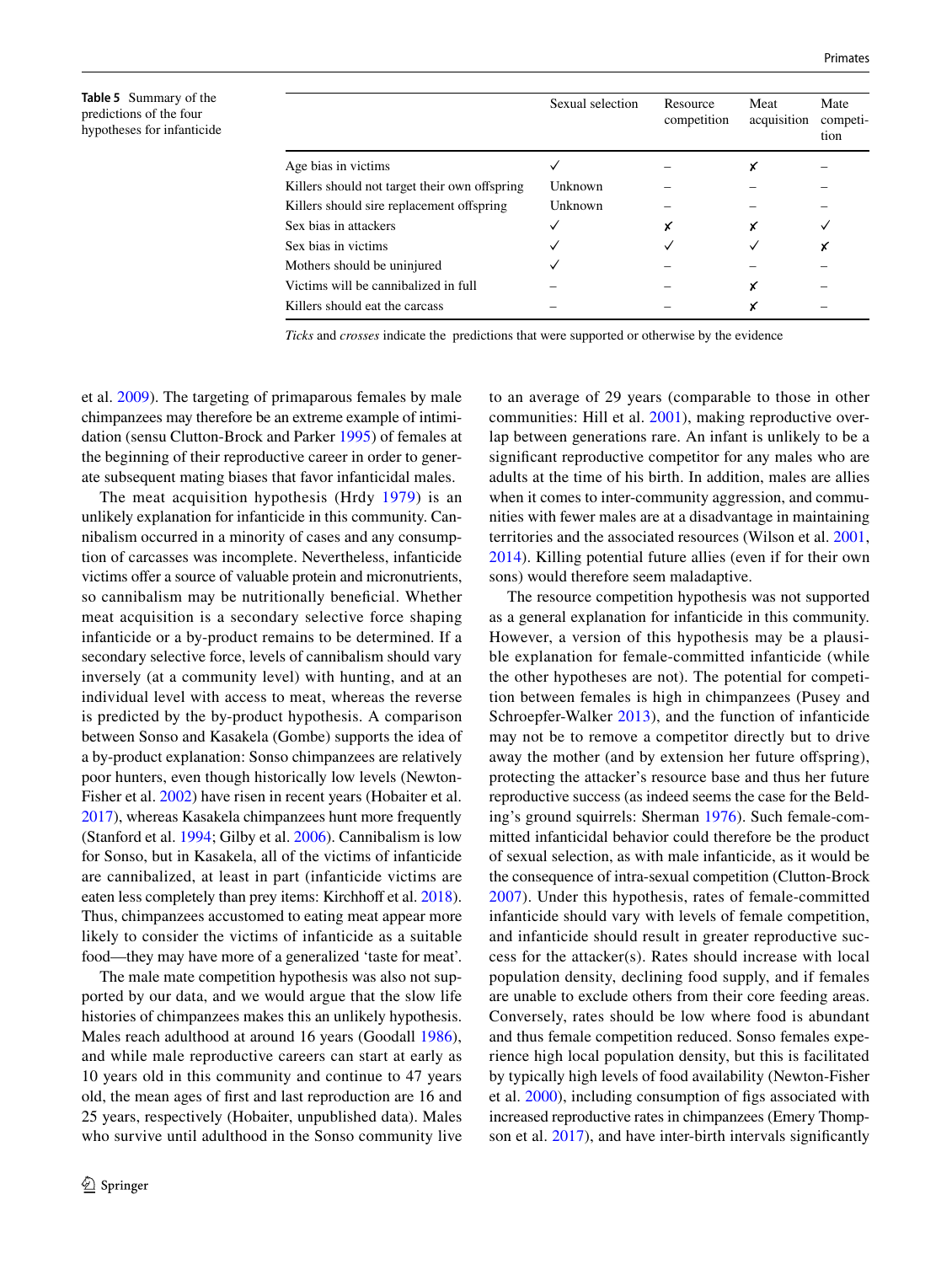**Table 5** Summary of the predictions of the four hypotheses for infanticide

| | Sexual selection | Resource competition | Meat acquisition | Mate competition |
|---|---|---|---|---|
| Age bias in victims | ✓ | – | ✗ | – |
| Killers should not target their own offspring | Unknown | – | – | – |
| Killers should sire replacement offspring | Unknown | – | – | – |
| Sex bias in attackers | ✓ | ✗ | ✗ | ✓ |
| Sex bias in victims | ✓ | ✓ | ✓ | ✗ |
| Mothers should be uninjured | ✓ | – | – | – |
| Victims will be cannibalized in full | – | – | ✗ | – |
| Killers should eat the carcass | – | – | ✗ | – |

*Ticks* and *crosses* indicate the predictions that were supported or otherwise by the evidence

et al. 2009). The targeting of primaparous females by male chimpanzees may therefore be an extreme example of intimidation (sensu Clutton-Brock and Parker 1995) of females at the beginning of their reproductive career in order to generate subsequent mating biases that favor infanticidal males.

The meat acquisition hypothesis (Hrdy 1979) is an unlikely explanation for infanticide in this community. Cannibalism occurred in a minority of cases and any consumption of carcasses was incomplete. Nevertheless, infanticide victims offer a source of valuable protein and micronutrients, so cannibalism may be nutritionally beneficial. Whether meat acquisition is a secondary selective force shaping infanticide or a by-product remains to be determined. If a secondary selective force, levels of cannibalism should vary inversely (at a community level) with hunting, and at an individual level with access to meat, whereas the reverse is predicted by the by-product hypothesis. A comparison between Sonso and Kasakela (Gombe) supports the idea of a by-product explanation: Sonso chimpanzees are relatively poor hunters, even though historically low levels (Newton-Fisher et al. 2002) have risen in recent years (Hobaiter et al. 2017), whereas Kasakela chimpanzees hunt more frequently (Stanford et al. 1994; Gilby et al. 2006). Cannibalism is low for Sonso, but in Kasakela, all of the victims of infanticide are cannibalized, at least in part (infanticide victims are eaten less completely than prey items: Kirchhoff et al. 2018). Thus, chimpanzees accustomed to eating meat appear more likely to consider the victims of infanticide as a suitable food—they may have more of a generalized 'taste for meat'.

The male mate competition hypothesis was also not supported by our data, and we would argue that the slow life histories of chimpanzees makes this an unlikely hypothesis. Males reach adulthood at around 16 years (Goodall 1986), and while male reproductive careers can start at early as 10 years old in this community and continue to 47 years old, the mean ages of first and last reproduction are 16 and 25 years, respectively (Hobaiter, unpublished data). Males who survive until adulthood in the Sonso community live to an average of 29 years (comparable to those in other communities: Hill et al. 2001), making reproductive overlap between generations rare. An infant is unlikely to be a significant reproductive competitor for any males who are adults at the time of his birth. In addition, males are allies when it comes to inter-community aggression, and communities with fewer males are at a disadvantage in maintaining territories and the associated resources (Wilson et al. 2001, 2014). Killing potential future allies (even if for their own sons) would therefore seem maladaptive.

The resource competition hypothesis was not supported as a general explanation for infanticide in this community. However, a version of this hypothesis may be a plausible explanation for female-committed infanticide (while the other hypotheses are not). The potential for competition between females is high in chimpanzees (Pusey and Schroepfer-Walker 2013), and the function of infanticide may not be to remove a competitor directly but to drive away the mother (and by extension her future offspring), protecting the attacker's resource base and thus her future reproductive success (as indeed seems the case for the Belding's ground squirrels: Sherman 1976). Such female-committed infanticidal behavior could therefore be the product of sexual selection, as with male infanticide, as it would be the consequence of intra-sexual competition (Clutton-Brock 2007). Under this hypothesis, rates of female-committed infanticide should vary with levels of female competition, and infanticide should result in greater reproductive success for the attacker(s). Rates should increase with local population density, declining food supply, and if females are unable to exclude others from their core feeding areas. Conversely, rates should be low where food is abundant and thus female competition reduced. Sonso females experience high local population density, but this is facilitated by typically high levels of food availability (Newton-Fisher et al. 2000), including consumption of figs associated with increased reproductive rates in chimpanzees (Emery Thompson et al. 2017), and have inter-birth intervals significantly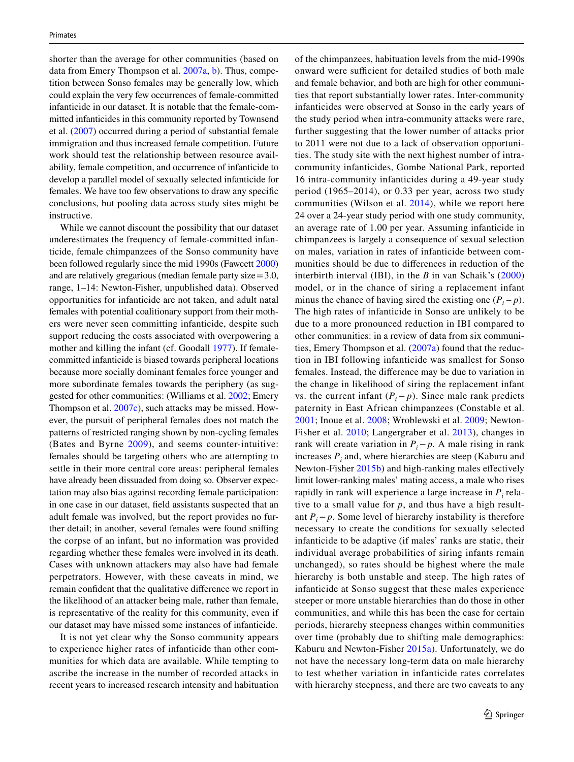shorter than the average for other communities (based on data from Emery Thompson et al. 2007a, b). Thus, competition between Sonso females may be generally low, which could explain the very few occurrences of female-committed infanticide in our dataset. It is notable that the female-committed infanticides in this community reported by Townsend et al. (2007) occurred during a period of substantial female immigration and thus increased female competition. Future work should test the relationship between resource availability, female competition, and occurrence of infanticide to develop a parallel model of sexually selected infanticide for females. We have too few observations to draw any specific conclusions, but pooling data across study sites might be instructive.

While we cannot discount the possibility that our dataset underestimates the frequency of female-committed infanticide, female chimpanzees of the Sonso community have been followed regularly since the mid 1990s (Fawcett 2000) and are relatively gregarious (median female party size = 3.0, range, 1–14: Newton-Fisher, unpublished data). Observed opportunities for infanticide are not taken, and adult natal females with potential coalitionary support from their mothers were never seen committing infanticide, despite such support reducing the costs associated with overpowering a mother and killing the infant (cf. Goodall 1977). If female-committed infanticide is biased towards peripheral locations because more socially dominant females force younger and more subordinate females towards the periphery (as suggested for other communities: (Williams et al. 2002; Emery Thompson et al. 2007c), such attacks may be missed. However, the pursuit of peripheral females does not match the patterns of restricted ranging shown by non-cycling females (Bates and Byrne 2009), and seems counter-intuitive: females should be targeting others who are attempting to settle in their more central core areas: peripheral females have already been dissuaded from doing so. Observer expectation may also bias against recording female participation: in one case in our dataset, field assistants suspected that an adult female was involved, but the report provides no further detail; in another, several females were found sniffing the corpse of an infant, but no information was provided regarding whether these females were involved in its death. Cases with unknown attackers may also have had female perpetrators. However, with these caveats in mind, we remain confident that the qualitative difference we report in the likelihood of an attacker being male, rather than female, is representative of the reality for this community, even if our dataset may have missed some instances of infanticide.

It is not yet clear why the Sonso community appears to experience higher rates of infanticide than other communities for which data are available. While tempting to ascribe the increase in the number of recorded attacks in recent years to increased research intensity and habituation of the chimpanzees, habituation levels from the mid-1990s onward were sufficient for detailed studies of both male and female behavior, and both are high for other communities that report substantially lower rates. Inter-community infanticides were observed at Sonso in the early years of the study period when intra-community attacks were rare, further suggesting that the lower number of attacks prior to 2011 were not due to a lack of observation opportunities. The study site with the next highest number of intra-community infanticides, Gombe National Park, reported 16 intra-community infanticides during a 49-year study period (1965–2014), or 0.33 per year, across two study communities (Wilson et al. 2014), while we report here 24 over a 24-year study period with one study community, an average rate of 1.00 per year. Assuming infanticide in chimpanzees is largely a consequence of sexual selection on males, variation in rates of infanticide between communities should be due to differences in reduction of the interbirth interval (IBI), in the *B* in van Schaik's (2000) model, or in the chance of siring a replacement infant minus the chance of having sired the existing one ($P_i - p$). The high rates of infanticide in Sonso are unlikely to be due to a more pronounced reduction in IBI compared to other communities: in a review of data from six communities, Emery Thompson et al. (2007a) found that the reduction in IBI following infanticide was smallest for Sonso females. Instead, the difference may be due to variation in the change in likelihood of siring the replacement infant vs. the current infant ($P_i - p$). Since male rank predicts paternity in East African chimpanzees (Constable et al. 2001; Inoue et al. 2008; Wroblewski et al. 2009; Newton-Fisher et al. 2010; Langergraber et al. 2013), changes in rank will create variation in $P_i - p$. A male rising in rank increases $P_i$ and, where hierarchies are steep (Kaburu and Newton-Fisher 2015b) and high-ranking males effectively limit lower-ranking males' mating access, a male who rises rapidly in rank will experience a large increase in $P_i$ relative to a small value for $p$, and thus have a high resultant $P_i - p$. Some level of hierarchy instability is therefore necessary to create the conditions for sexually selected infanticide to be adaptive (if males' ranks are static, their individual average probabilities of siring infants remain unchanged), so rates should be highest where the male hierarchy is both unstable and steep. The high rates of infanticide at Sonso suggest that these males experience steeper or more unstable hierarchies than do those in other communities, and while this has been the case for certain periods, hierarchy steepness changes within communities over time (probably due to shifting male demographics: Kaburu and Newton-Fisher 2015a). Unfortunately, we do not have the necessary long-term data on male hierarchy to test whether variation in infanticide rates correlates with hierarchy steepness, and there are two caveats to any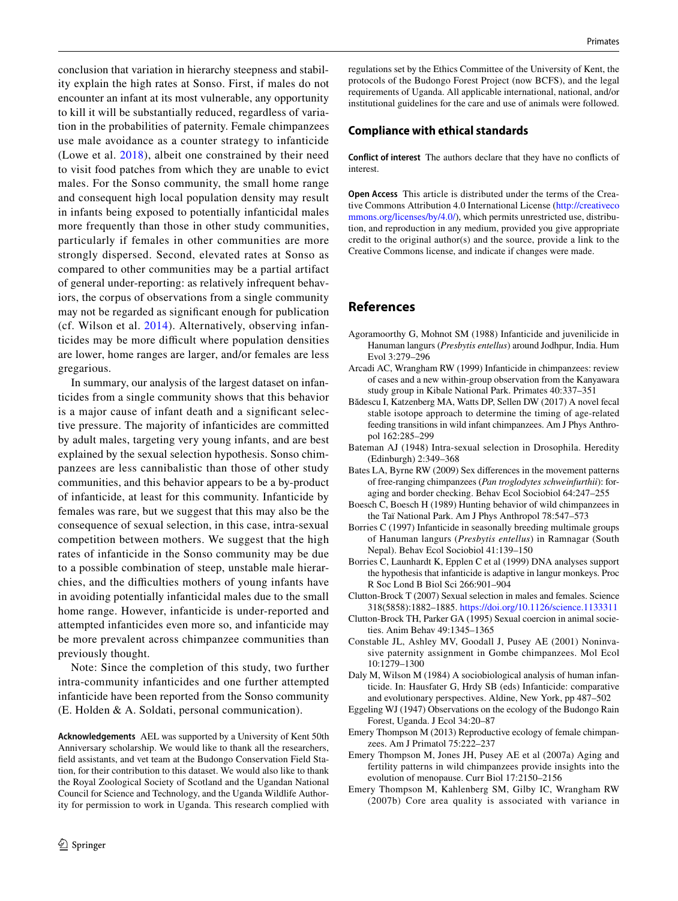conclusion that variation in hierarchy steepness and stability explain the high rates at Sonso. First, if males do not encounter an infant at its most vulnerable, any opportunity to kill it will be substantially reduced, regardless of variation in the probabilities of paternity. Female chimpanzees use male avoidance as a counter strategy to infanticide (Lowe et al. 2018), albeit one constrained by their need to visit food patches from which they are unable to evict males. For the Sonso community, the small home range and consequent high local population density may result in infants being exposed to potentially infanticidal males more frequently than those in other study communities, particularly if females in other communities are more strongly dispersed. Second, elevated rates at Sonso as compared to other communities may be a partial artifact of general under-reporting: as relatively infrequent behaviors, the corpus of observations from a single community may not be regarded as significant enough for publication (cf. Wilson et al. 2014). Alternatively, observing infanticides may be more difficult where population densities are lower, home ranges are larger, and/or females are less gregarious.

In summary, our analysis of the largest dataset on infanticides from a single community shows that this behavior is a major cause of infant death and a significant selective pressure. The majority of infanticides are committed by adult males, targeting very young infants, and are best explained by the sexual selection hypothesis. Sonso chimpanzees are less cannibalistic than those of other study communities, and this behavior appears to be a by-product of infanticide, at least for this community. Infanticide by females was rare, but we suggest that this may also be the consequence of sexual selection, in this case, intra-sexual competition between mothers. We suggest that the high rates of infanticide in the Sonso community may be due to a possible combination of steep, unstable male hierarchies, and the difficulties mothers of young infants have in avoiding potentially infanticidal males due to the small home range. However, infanticide is under-reported and attempted infanticides even more so, and infanticide may be more prevalent across chimpanzee communities than previously thought.

Note: Since the completion of this study, two further intra-community infanticides and one further attempted infanticide have been reported from the Sonso community (E. Holden & A. Soldati, personal communication).

**Acknowledgements** AEL was supported by a University of Kent 50th Anniversary scholarship. We would like to thank all the researchers, field assistants, and vet team at the Budongo Conservation Field Station, for their contribution to this dataset. We would also like to thank the Royal Zoological Society of Scotland and the Ugandan National Council for Science and Technology, and the Uganda Wildlife Authority for permission to work in Uganda. This research complied with regulations set by the Ethics Committee of the University of Kent, the protocols of the Budongo Forest Project (now BCFS), and the legal requirements of Uganda. All applicable international, national, and/or institutional guidelines for the care and use of animals were followed.

## Compliance with ethical standards

**Conflict of interest** The authors declare that they have no conflicts of interest.

**Open Access** This article is distributed under the terms of the Creative Commons Attribution 4.0 International License (http://creativecommons.org/licenses/by/4.0/), which permits unrestricted use, distribution, and reproduction in any medium, provided you give appropriate credit to the original author(s) and the source, provide a link to the Creative Commons license, and indicate if changes were made.

## References

Agoramoorthy G, Mohnot SM (1988) Infanticide and juvenilicide in Hanuman langurs (*Presbytis entellus*) around Jodhpur, India. Hum Evol 3:279–296

Arcadi AC, Wrangham RW (1999) Infanticide in chimpanzees: review of cases and a new within-group observation from the Kanyawara study group in Kibale National Park. Primates 40:337–351

Bădescu I, Katzenberg MA, Watts DP, Sellen DW (2017) A novel fecal stable isotope approach to determine the timing of age-related feeding transitions in wild infant chimpanzees. Am J Phys Anthropol 162:285–299

Bateman AJ (1948) Intra-sexual selection in Drosophila. Heredity (Edinburgh) 2:349–368

Bates LA, Byrne RW (2009) Sex differences in the movement patterns of free-ranging chimpanzees (*Pan troglodytes schweinfurthii*): foraging and border checking. Behav Ecol Sociobiol 64:247–255

Boesch C, Boesch H (1989) Hunting behavior of wild chimpanzees in the Taï National Park. Am J Phys Anthropol 78:547–573

Borries C (1997) Infanticide in seasonally breeding multimale groups of Hanuman langurs (*Presbytis entellus*) in Ramnagar (South Nepal). Behav Ecol Sociobiol 41:139–150

Borries C, Launhardt K, Epplen C et al (1999) DNA analyses support the hypothesis that infanticide is adaptive in langur monkeys. Proc R Soc Lond B Biol Sci 266:901–904

Clutton-Brock T (2007) Sexual selection in males and females. Science 318(5858):1882–1885. https://doi.org/10.1126/science.1133311

Clutton-Brock TH, Parker GA (1995) Sexual coercion in animal societies. Anim Behav 49:1345–1365

Constable JL, Ashley MV, Goodall J, Pusey AE (2001) Noninvasive paternity assignment in Gombe chimpanzees. Mol Ecol 10:1279–1300

Daly M, Wilson M (1984) A sociobiological analysis of human infanticide. In: Hausfater G, Hrdy SB (eds) Infanticide: comparative and evolutionary perspectives. Aldine, New York, pp 487–502

Eggeling WJ (1947) Observations on the ecology of the Budongo Rain Forest, Uganda. J Ecol 34:20–87

Emery Thompson M (2013) Reproductive ecology of female chimpanzees. Am J Primatol 75:222–237

Emery Thompson M, Jones JH, Pusey AE et al (2007a) Aging and fertility patterns in wild chimpanzees provide insights into the evolution of menopause. Curr Biol 17:2150–2156

Emery Thompson M, Kahlenberg SM, Gilby IC, Wrangham RW (2007b) Core area quality is associated with variance in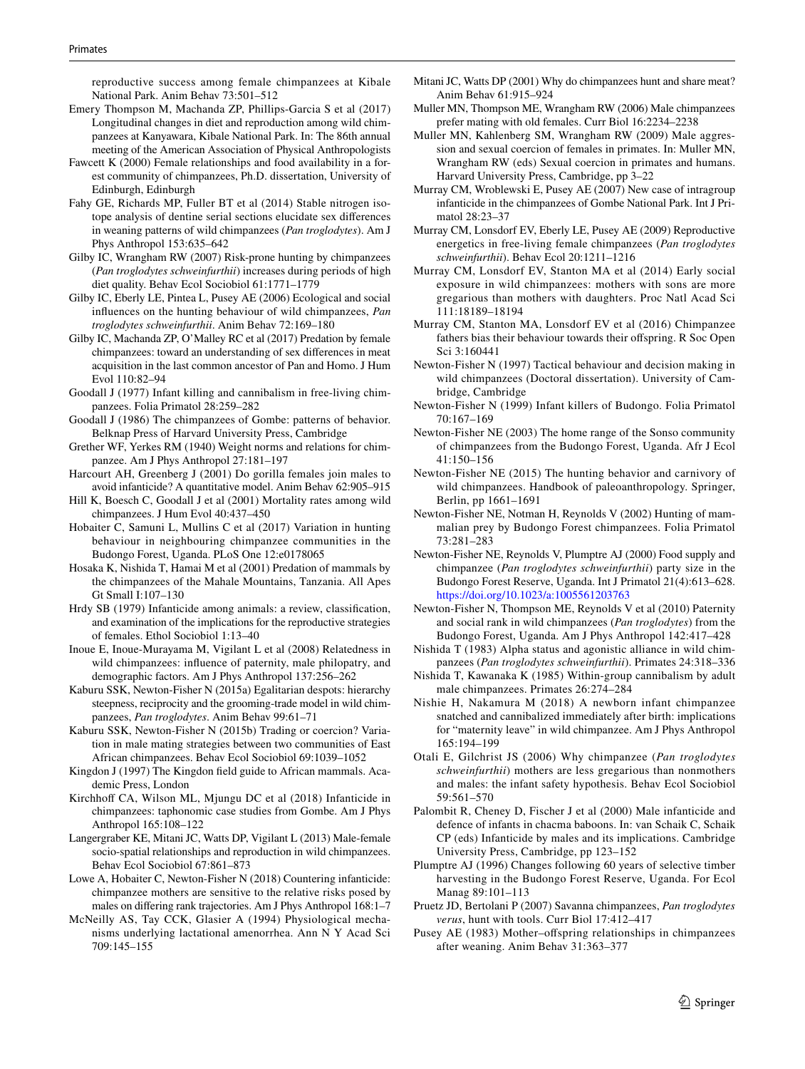reproductive success among female chimpanzees at Kibale National Park. Anim Behav 73:501–512

Emery Thompson M, Machanda ZP, Phillips-Garcia S et al (2017) Longitudinal changes in diet and reproduction among wild chimpanzees at Kanyawara, Kibale National Park. In: The 86th annual meeting of the American Association of Physical Anthropologists

Fawcett K (2000) Female relationships and food availability in a forest community of chimpanzees, Ph.D. dissertation, University of Edinburgh, Edinburgh

Fahy GE, Richards MP, Fuller BT et al (2014) Stable nitrogen isotope analysis of dentine serial sections elucidate sex differences in weaning patterns of wild chimpanzees (*Pan troglodytes*). Am J Phys Anthropol 153:635–642

Gilby IC, Wrangham RW (2007) Risk-prone hunting by chimpanzees (*Pan troglodytes schweinfurthii*) increases during periods of high diet quality. Behav Ecol Sociobiol 61:1771–1779

Gilby IC, Eberly LE, Pintea L, Pusey AE (2006) Ecological and social influences on the hunting behaviour of wild chimpanzees, *Pan troglodytes schweinfurthii*. Anim Behav 72:169–180

Gilby IC, Machanda ZP, O'Malley RC et al (2017) Predation by female chimpanzees: toward an understanding of sex differences in meat acquisition in the last common ancestor of Pan and Homo. J Hum Evol 110:82–94

Goodall J (1977) Infant killing and cannibalism in free-living chimpanzees. Folia Primatol 28:259–282

Goodall J (1986) The chimpanzees of Gombe: patterns of behavior. Belknap Press of Harvard University Press, Cambridge

Grether WF, Yerkes RM (1940) Weight norms and relations for chimpanzee. Am J Phys Anthropol 27:181–197

Harcourt AH, Greenberg J (2001) Do gorilla females join males to avoid infanticide? A quantitative model. Anim Behav 62:905–915

Hill K, Boesch C, Goodall J et al (2001) Mortality rates among wild chimpanzees. J Hum Evol 40:437–450

Hobaiter C, Samuni L, Mullins C et al (2017) Variation in hunting behaviour in neighbouring chimpanzee communities in the Budongo Forest, Uganda. PLoS One 12:e0178065

Hosaka K, Nishida T, Hamai M et al (2001) Predation of mammals by the chimpanzees of the Mahale Mountains, Tanzania. All Apes Gt Small I:107–130

Hrdy SB (1979) Infanticide among animals: a review, classification, and examination of the implications for the reproductive strategies of females. Ethol Sociobiol 1:13–40

Inoue E, Inoue-Murayama M, Vigilant L et al (2008) Relatedness in wild chimpanzees: influence of paternity, male philopatry, and demographic factors. Am J Phys Anthropol 137:256–262

Kaburu SSK, Newton-Fisher N (2015a) Egalitarian despots: hierarchy steepness, reciprocity and the grooming-trade model in wild chimpanzees, *Pan troglodytes*. Anim Behav 99:61–71

Kaburu SSK, Newton-Fisher N (2015b) Trading or coercion? Variation in male mating strategies between two communities of East African chimpanzees. Behav Ecol Sociobiol 69:1039–1052

Kingdon J (1997) The Kingdon field guide to African mammals. Academic Press, London

Kirchhoff CA, Wilson ML, Mjungu DC et al (2018) Infanticide in chimpanzees: taphonomic case studies from Gombe. Am J Phys Anthropol 165:108–122

Langergraber KE, Mitani JC, Watts DP, Vigilant L (2013) Male-female socio-spatial relationships and reproduction in wild chimpanzees. Behav Ecol Sociobiol 67:861–873

Lowe A, Hobaiter C, Newton-Fisher N (2018) Countering infanticide: chimpanzee mothers are sensitive to the relative risks posed by males on differing rank trajectories. Am J Phys Anthropol 168:1–7

McNeilly AS, Tay CCK, Glasier A (1994) Physiological mechanisms underlying lactational amenorrhea. Ann N Y Acad Sci 709:145–155

Mitani JC, Watts DP (2001) Why do chimpanzees hunt and share meat? Anim Behav 61:915–924

Muller MN, Thompson ME, Wrangham RW (2006) Male chimpanzees prefer mating with old females. Curr Biol 16:2234–2238

Muller MN, Kahlenberg SM, Wrangham RW (2009) Male aggression and sexual coercion of females in primates. In: Muller MN, Wrangham RW (eds) Sexual coercion in primates and humans. Harvard University Press, Cambridge, pp 3–22

Murray CM, Wroblewski E, Pusey AE (2007) New case of intragroup infanticide in the chimpanzees of Gombe National Park. Int J Primatol 28:23–37

Murray CM, Lonsdorf EV, Eberly LE, Pusey AE (2009) Reproductive energetics in free-living female chimpanzees (*Pan troglodytes schweinfurthii*). Behav Ecol 20:1211–1216

Murray CM, Lonsdorf EV, Stanton MA et al (2014) Early social exposure in wild chimpanzees: mothers with sons are more gregarious than mothers with daughters. Proc Natl Acad Sci 111:18189–18194

Murray CM, Stanton MA, Lonsdorf EV et al (2016) Chimpanzee fathers bias their behaviour towards their offspring. R Soc Open Sci 3:160441

Newton-Fisher N (1997) Tactical behaviour and decision making in wild chimpanzees (Doctoral dissertation). University of Cambridge, Cambridge

Newton-Fisher N (1999) Infant killers of Budongo. Folia Primatol 70:167–169

Newton-Fisher NE (2003) The home range of the Sonso community of chimpanzees from the Budongo Forest, Uganda. Afr J Ecol 41:150–156

Newton-Fisher NE (2015) The hunting behavior and carnivory of wild chimpanzees. Handbook of paleoanthropology. Springer, Berlin, pp 1661–1691

Newton-Fisher NE, Notman H, Reynolds V (2002) Hunting of mammalian prey by Budongo Forest chimpanzees. Folia Primatol 73:281–283

Newton-Fisher NE, Reynolds V, Plumptre AJ (2000) Food supply and chimpanzee (*Pan troglodytes schweinfurthii*) party size in the Budongo Forest Reserve, Uganda. Int J Primatol 21(4):613–628. https://doi.org/10.1023/a:1005561203763

Newton-Fisher N, Thompson ME, Reynolds V et al (2010) Paternity and social rank in wild chimpanzees (*Pan troglodytes*) from the Budongo Forest, Uganda. Am J Phys Anthropol 142:417–428

Nishida T (1983) Alpha status and agonistic alliance in wild chimpanzees (*Pan troglodytes schweinfurthii*). Primates 24:318–336

Nishida T, Kawanaka K (1985) Within-group cannibalism by adult male chimpanzees. Primates 26:274–284

Nishie H, Nakamura M (2018) A newborn infant chimpanzee snatched and cannibalized immediately after birth: implications for "maternity leave" in wild chimpanzee. Am J Phys Anthropol 165:194–199

Otali E, Gilchrist JS (2006) Why chimpanzee (*Pan troglodytes schweinfurthii*) mothers are less gregarious than nonmothers and males: the infant safety hypothesis. Behav Ecol Sociobiol 59:561–570

Palombit R, Cheney D, Fischer J et al (2000) Male infanticide and defence of infants in chacma baboons. In: van Schaik C, Schaik CP (eds) Infanticide by males and its implications. Cambridge University Press, Cambridge, pp 123–152

Plumptre AJ (1996) Changes following 60 years of selective timber harvesting in the Budongo Forest Reserve, Uganda. For Ecol Manag 89:101–113

Pruetz JD, Bertolani P (2007) Savanna chimpanzees, *Pan troglodytes verus*, hunt with tools. Curr Biol 17:412–417

Pusey AE (1983) Mother–offspring relationships in chimpanzees after weaning. Anim Behav 31:363–377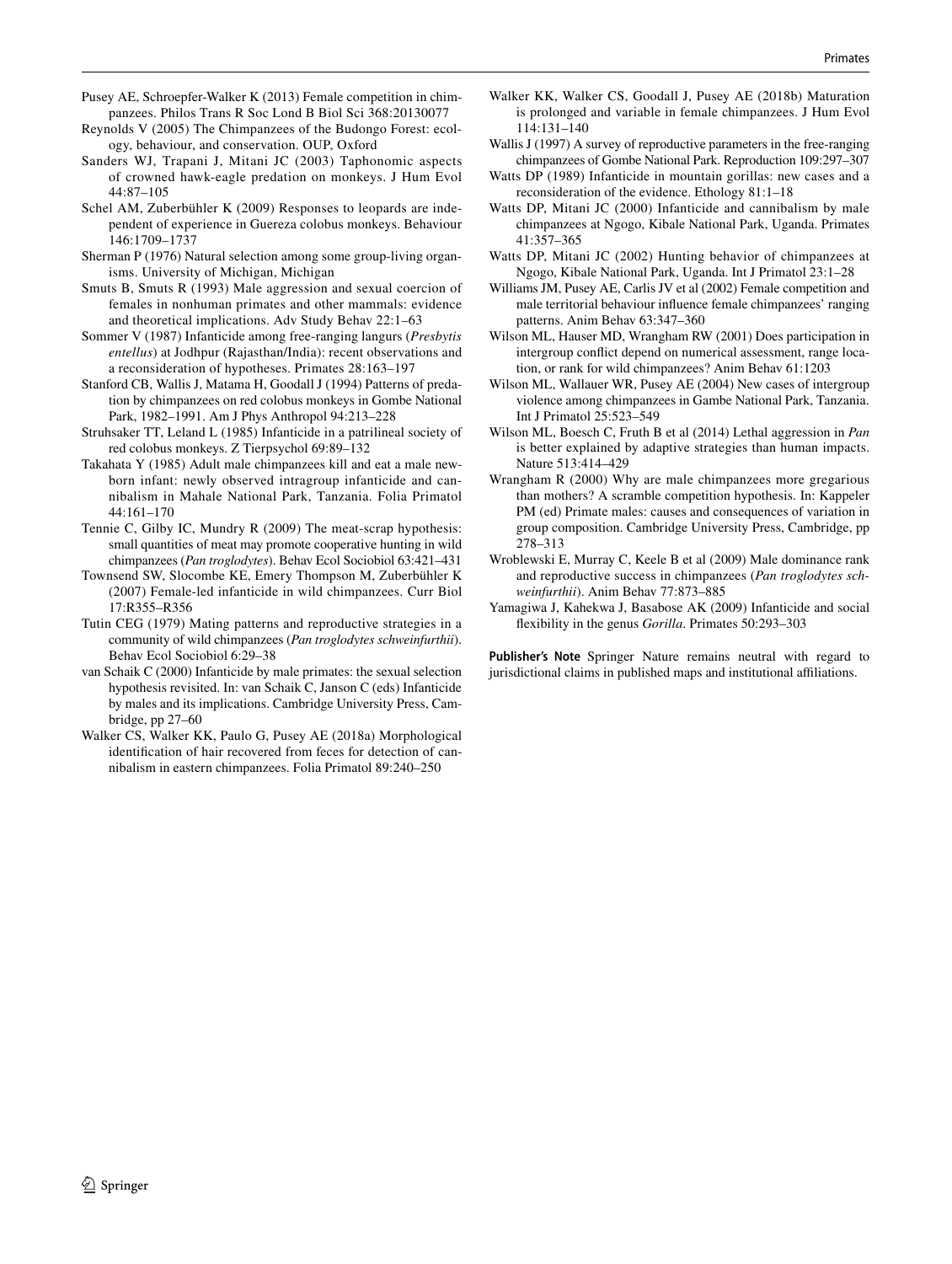Pusey AE, Schroepfer-Walker K (2013) Female competition in chimpanzees. Philos Trans R Soc Lond B Biol Sci 368:20130077

Reynolds V (2005) The Chimpanzees of the Budongo Forest: ecology, behaviour, and conservation. OUP, Oxford

Sanders WJ, Trapani J, Mitani JC (2003) Taphonomic aspects of crowned hawk-eagle predation on monkeys. J Hum Evol 44:87–105

Schel AM, Zuberbühler K (2009) Responses to leopards are independent of experience in Guereza colobus monkeys. Behaviour 146:1709–1737

Sherman P (1976) Natural selection among some group-living organisms. University of Michigan, Michigan

Smuts B, Smuts R (1993) Male aggression and sexual coercion of females in nonhuman primates and other mammals: evidence and theoretical implications. Adv Study Behav 22:1–63

Sommer V (1987) Infanticide among free-ranging langurs (*Presbytis entellus*) at Jodhpur (Rajasthan/India): recent observations and a reconsideration of hypotheses. Primates 28:163–197

Stanford CB, Wallis J, Matama H, Goodall J (1994) Patterns of predation by chimpanzees on red colobus monkeys in Gombe National Park, 1982–1991. Am J Phys Anthropol 94:213–228

Struhsaker TT, Leland L (1985) Infanticide in a patrilineal society of red colobus monkeys. Z Tierpsychol 69:89–132

Takahata Y (1985) Adult male chimpanzees kill and eat a male newborn infant: newly observed intragroup infanticide and cannibalism in Mahale National Park, Tanzania. Folia Primatol 44:161–170

Tennie C, Gilby IC, Mundry R (2009) The meat-scrap hypothesis: small quantities of meat may promote cooperative hunting in wild chimpanzees (*Pan troglodytes*). Behav Ecol Sociobiol 63:421–431

Townsend SW, Slocombe KE, Emery Thompson M, Zuberbühler K (2007) Female-led infanticide in wild chimpanzees. Curr Biol 17:R355–R356

Tutin CEG (1979) Mating patterns and reproductive strategies in a community of wild chimpanzees (*Pan troglodytes schweinfurthii*). Behav Ecol Sociobiol 6:29–38

van Schaik C (2000) Infanticide by male primates: the sexual selection hypothesis revisited. In: van Schaik C, Janson C (eds) Infanticide by males and its implications. Cambridge University Press, Cambridge, pp 27–60

Walker CS, Walker KK, Paulo G, Pusey AE (2018a) Morphological identification of hair recovered from feces for detection of cannibalism in eastern chimpanzees. Folia Primatol 89:240–250

Walker KK, Walker CS, Goodall J, Pusey AE (2018b) Maturation is prolonged and variable in female chimpanzees. J Hum Evol 114:131–140

Wallis J (1997) A survey of reproductive parameters in the free-ranging chimpanzees of Gombe National Park. Reproduction 109:297–307

Watts DP (1989) Infanticide in mountain gorillas: new cases and a reconsideration of the evidence. Ethology 81:1–18

Watts DP, Mitani JC (2000) Infanticide and cannibalism by male chimpanzees at Ngogo, Kibale National Park, Uganda. Primates 41:357–365

Watts DP, Mitani JC (2002) Hunting behavior of chimpanzees at Ngogo, Kibale National Park, Uganda. Int J Primatol 23:1–28

Williams JM, Pusey AE, Carlis JV et al (2002) Female competition and male territorial behaviour influence female chimpanzees' ranging patterns. Anim Behav 63:347–360

Wilson ML, Hauser MD, Wrangham RW (2001) Does participation in intergroup conflict depend on numerical assessment, range location, or rank for wild chimpanzees? Anim Behav 61:1203

Wilson ML, Wallauer WR, Pusey AE (2004) New cases of intergroup violence among chimpanzees in Gambe National Park, Tanzania. Int J Primatol 25:523–549

Wilson ML, Boesch C, Fruth B et al (2014) Lethal aggression in *Pan* is better explained by adaptive strategies than human impacts. Nature 513:414–429

Wrangham R (2000) Why are male chimpanzees more gregarious than mothers? A scramble competition hypothesis. In: Kappeler PM (ed) Primate males: causes and consequences of variation in group composition. Cambridge University Press, Cambridge, pp 278–313

Wroblewski E, Murray C, Keele B et al (2009) Male dominance rank and reproductive success in chimpanzees (*Pan troglodytes schweinfurthii*). Anim Behav 77:873–885

Yamagiwa J, Kahekwa J, Basabose AK (2009) Infanticide and social flexibility in the genus *Gorilla*. Primates 50:293–303

**Publisher's Note** Springer Nature remains neutral with regard to jurisdictional claims in published maps and institutional affiliations.